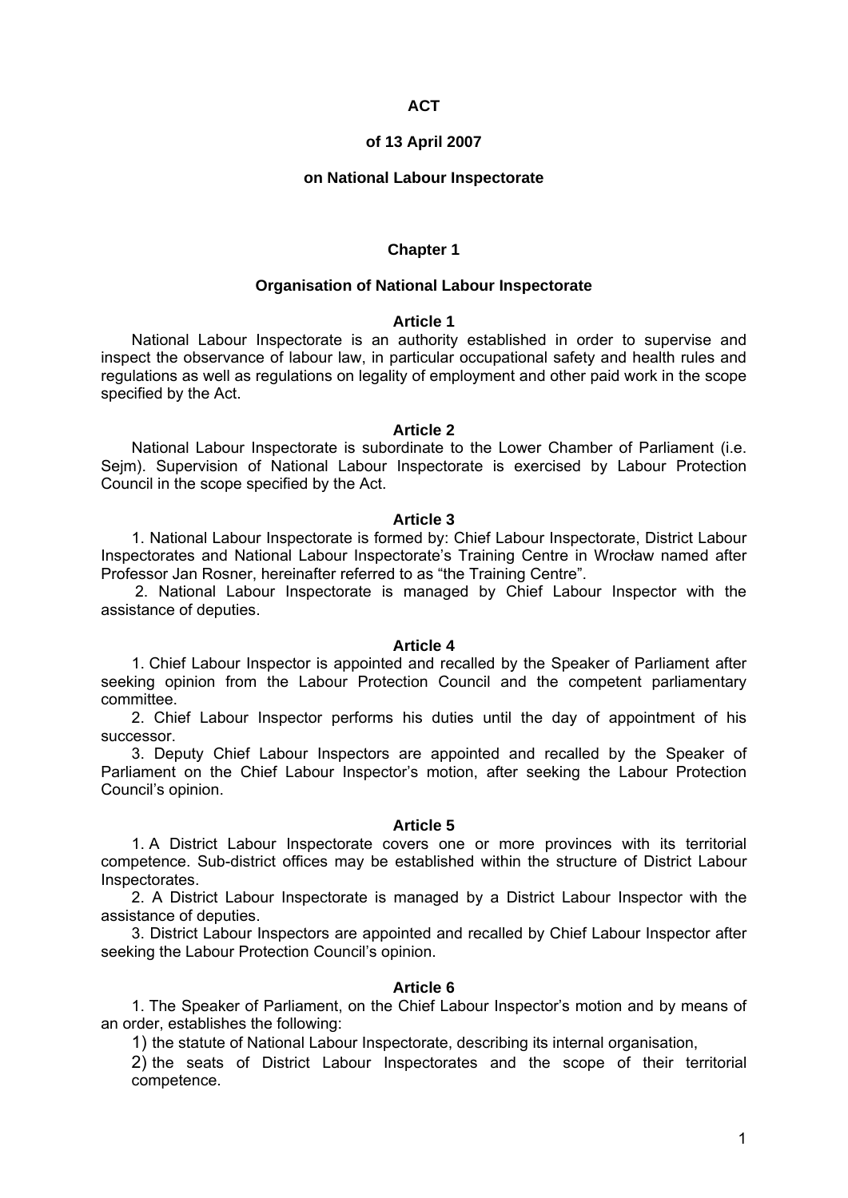# ACT

## of 13 April 2007

## on National Labour Inspectorate

## Chapter 1

## Organisation of National Labour Inspectorate

### Article 1

National Labour Inspectorate is an authority established in order to supervise and inspect the observance of labour law, in particular occupational safety and health rules and regulations as well as regulations on legality of employment and other paid work in the scope specified by the Act.

### Article 2

National Labour Inspectorate is subordinate to the Lower Chamber of Parliament (i.e. Sejm). Supervision of National Labour Inspectorate is exercised by Labour Protection Council in the scope specified by the Act.

### Article 3

1. National Labour Inspectorate is formed by: Chief Labour Inspectorate, District Labour Inspectorates and National Labour Inspectorate's Training Centre in Wrocław named after Professor Jan Rosner, hereinafter referred to as "the Training Centre".

2. National Labour Inspectorate is managed by Chief Labour Inspector with the assistance of deputies.

### Article 4

1. Chief Labour Inspector is appointed and recalled by the Speaker of Parliament after seeking opinion from the Labour Protection Council and the competent parliamentary committee.

2. Chief Labour Inspector performs his duties until the day of appointment of his successor.

3. Deputy Chief Labour Inspectors are appointed and recalled by the Speaker of Parliament on the Chief Labour Inspector's motion, after seeking the Labour Protection Council's opinion.

### Article 5

1. A District Labour Inspectorate covers one or more provinces with its territorial competence. Sub-district offices may be established within the structure of District Labour Inspectorates.

2. A District Labour Inspectorate is managed by a District Labour Inspector with the assistance of deputies.

3. District Labour Inspectors are appointed and recalled by Chief Labour Inspector after seeking the Labour Protection Council's opinion.

### Article 6

1. The Speaker of Parliament, on the Chief Labour Inspector's motion and by means of an order, establishes the following:

1) the statute of National Labour Inspectorate, describing its internal organisation,

2) the seats of District Labour Inspectorates and the scope of their territorial competence.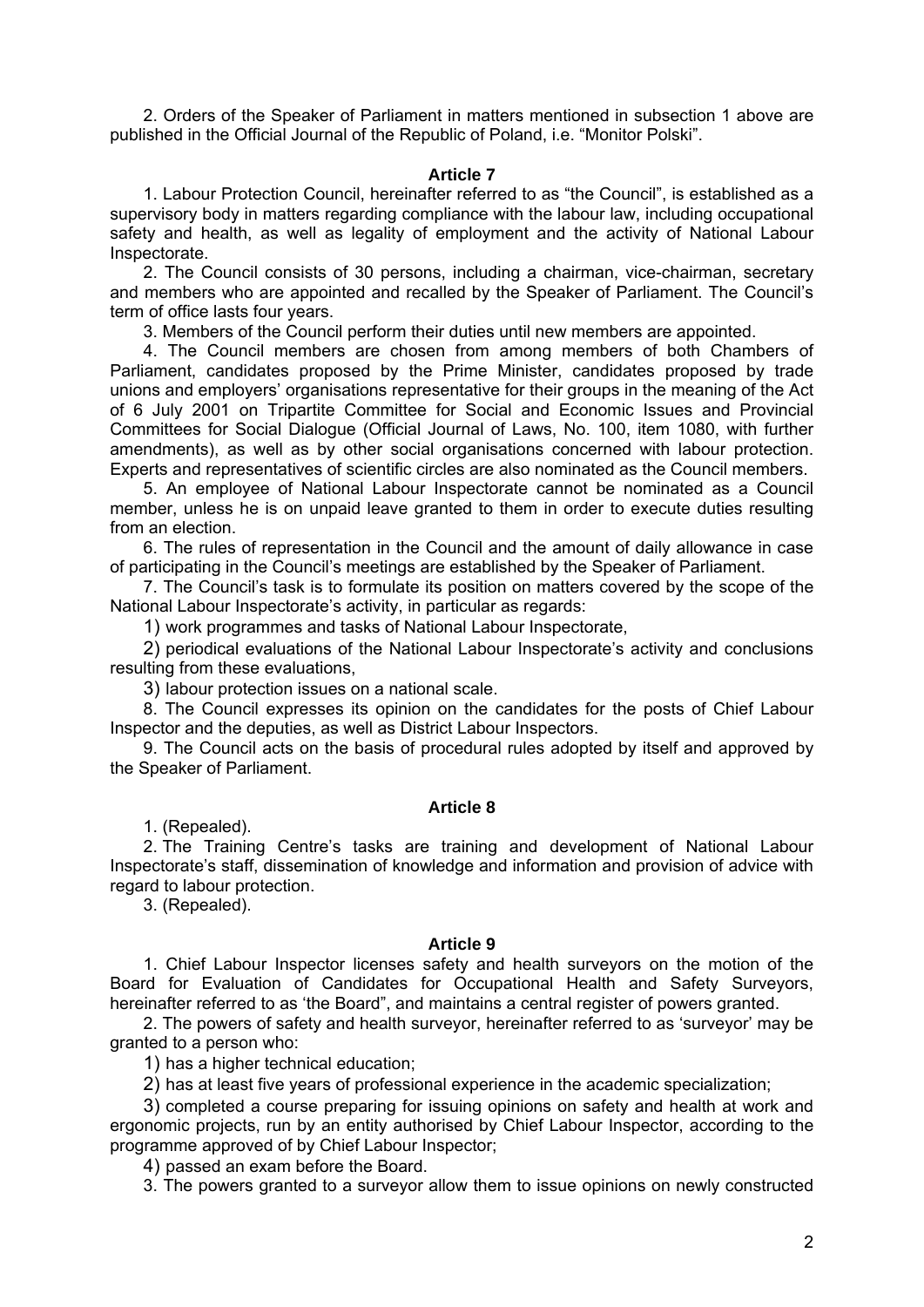2. Orders of the Speaker of Parliament in matters mentioned in subsection 1 above are published in the Official Journal of the Republic of Poland, i.e. “Monitor Polski”.

### Article 7

1. Labour Protection Council, hereinafter referred to as “the Council”, is established as a supervisory body in matters regarding compliance with the labour law, including occupational safety and health, as well as legality of employment and the activity of National Labour Inspectorate.

2. The Council consists of 30 persons, including a chairman, vice-chairman, secretary and members who are appointed and recalled by the Speaker of Parliament. The Council’s term of office lasts four years.

3. Members of the Council perform their duties until new members are appointed.

4. The Council members are chosen from among members of both Chambers of Parliament, candidates proposed by the Prime Minister, candidates proposed by trade unions and employers’ organisations representative for their groups in the meaning of the Act of 6 July 2001 on Tripartite Committee for Social and Economic Issues and Provincial Committees for Social Dialogue (Official Journal of Laws, No. 100, item 1080, with further amendments), as well as by other social organisations concerned with labour protection. Experts and representatives of scientific circles are also nominated as the Council members.

5. An employee of National Labour Inspectorate cannot be nominated as a Council member, unless he is on unpaid leave granted to them in order to execute duties resulting from an election.

6. The rules of representation in the Council and the amount of daily allowance in case of participating in the Council’s meetings are established by the Speaker of Parliament.

7. The Council’s task is to formulate its position on matters covered by the scope of the National Labour Inspectorate’s activity, in particular as regards:

1) work programmes and tasks of National Labour Inspectorate,

2) periodical evaluations of the National Labour Inspectorate’s activity and conclusions resulting from these evaluations,

3) labour protection issues on a national scale.

8. The Council expresses its opinion on the candidates for the posts of Chief Labour Inspector and the deputies, as well as District Labour Inspectors.

9. The Council acts on the basis of procedural rules adopted by itself and approved by the Speaker of Parliament.

### Article 8

1. (Repealed).

2. The Training Centre’s tasks are training and development of National Labour Inspectorate’s staff, dissemination of knowledge and information and provision of advice with regard to labour protection.

3. (Repealed).

### Article 9

1. Chief Labour Inspector licenses safety and health surveyors on the motion of the Board for Evaluation of Candidates for Occupational Health and Safety Surveyors, hereinafter referred to as ‘the Board”, and maintains a central register of powers granted.

2. The powers of safety and health surveyor, hereinafter referred to as ‘surveyor’ may be granted to a person who:

1) has a higher technical education;

2) has at least five years of professional experience in the academic specialization;

3) completed a course preparing for issuing opinions on safety and health at work and ergonomic projects, run by an entity authorised by Chief Labour Inspector, according to the programme approved of by Chief Labour Inspector;

4) passed an exam before the Board.

3. The powers granted to a surveyor allow them to issue opinions on newly constructed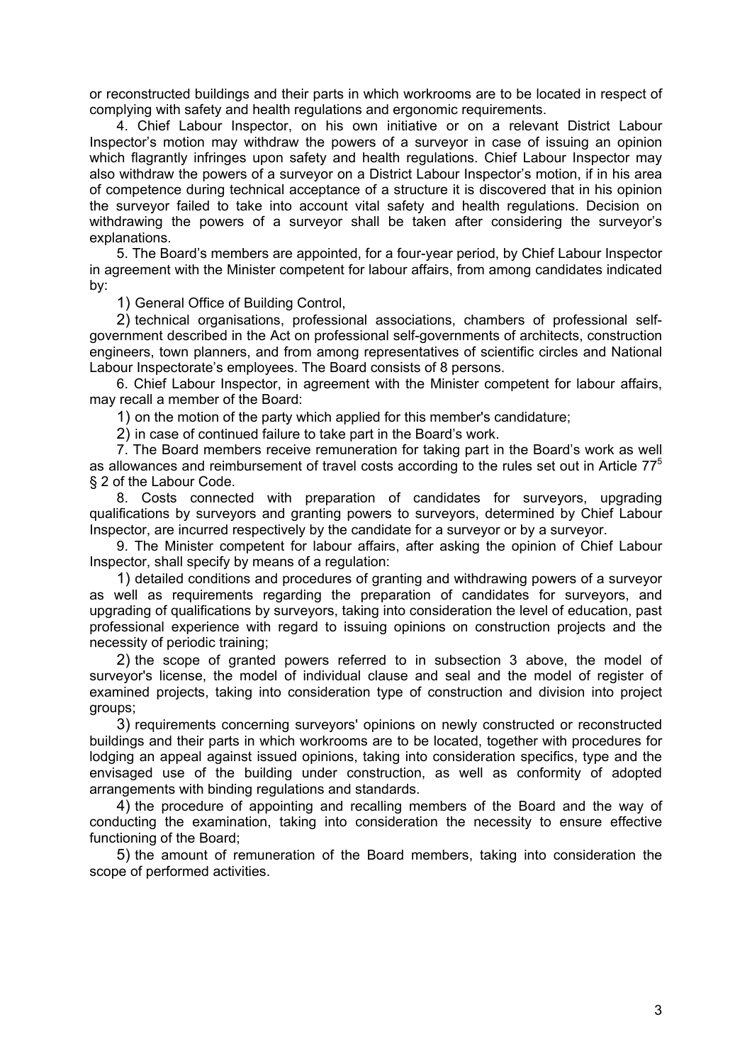or reconstructed buildings and their parts in which workrooms are to be located in respect of complying with safety and health regulations and ergonomic requirements.

4. Chief Labour Inspector, on his own initiative or on a relevant District Labour Inspector's motion may withdraw the powers of a surveyor in case of issuing an opinion which flagrantly infringes upon safety and health regulations. Chief Labour Inspector may also withdraw the powers of a surveyor on a District Labour Inspector's motion, if in his area of competence during technical acceptance of a structure it is discovered that in his opinion the surveyor failed to take into account vital safety and health regulations. Decision on withdrawing the powers of a surveyor shall be taken after considering the surveyor's explanations.

5. The Board's members are appointed, for a four-year period, by Chief Labour Inspector in agreement with the Minister competent for labour affairs, from among candidates indicated by:

1) General Office of Building Control,

2) technical organisations, professional associations, chambers of professional self-government described in the Act on professional self-governments of architects, construction engineers, town planners, and from among representatives of scientific circles and National Labour Inspectorate's employees. The Board consists of 8 persons.

6. Chief Labour Inspector, in agreement with the Minister competent for labour affairs, may recall a member of the Board:

1) on the motion of the party which applied for this member's candidature;

2) in case of continued failure to take part in the Board's work.

7. The Board members receive remuneration for taking part in the Board's work as well as allowances and reimbursement of travel costs according to the rules set out in Article 77[5] § 2 of the Labour Code.

8. Costs connected with preparation of candidates for surveyors, upgrading qualifications by surveyors and granting powers to surveyors, determined by Chief Labour Inspector, are incurred respectively by the candidate for a surveyor or by a surveyor.

9. The Minister competent for labour affairs, after asking the opinion of Chief Labour Inspector, shall specify by means of a regulation:

1) detailed conditions and procedures of granting and withdrawing powers of a surveyor as well as requirements regarding the preparation of candidates for surveyors, and upgrading of qualifications by surveyors, taking into consideration the level of education, past professional experience with regard to issuing opinions on construction projects and the necessity of periodic training;

2) the scope of granted powers referred to in subsection 3 above, the model of surveyor's license, the model of individual clause and seal and the model of register of examined projects, taking into consideration type of construction and division into project groups;

3) requirements concerning surveyors' opinions on newly constructed or reconstructed buildings and their parts in which workrooms are to be located, together with procedures for lodging an appeal against issued opinions, taking into consideration specifics, type and the envisaged use of the building under construction, as well as conformity of adopted arrangements with binding regulations and standards.

4) the procedure of appointing and recalling members of the Board and the way of conducting the examination, taking into consideration the necessity to ensure effective functioning of the Board;

5) the amount of remuneration of the Board members, taking into consideration the scope of performed activities.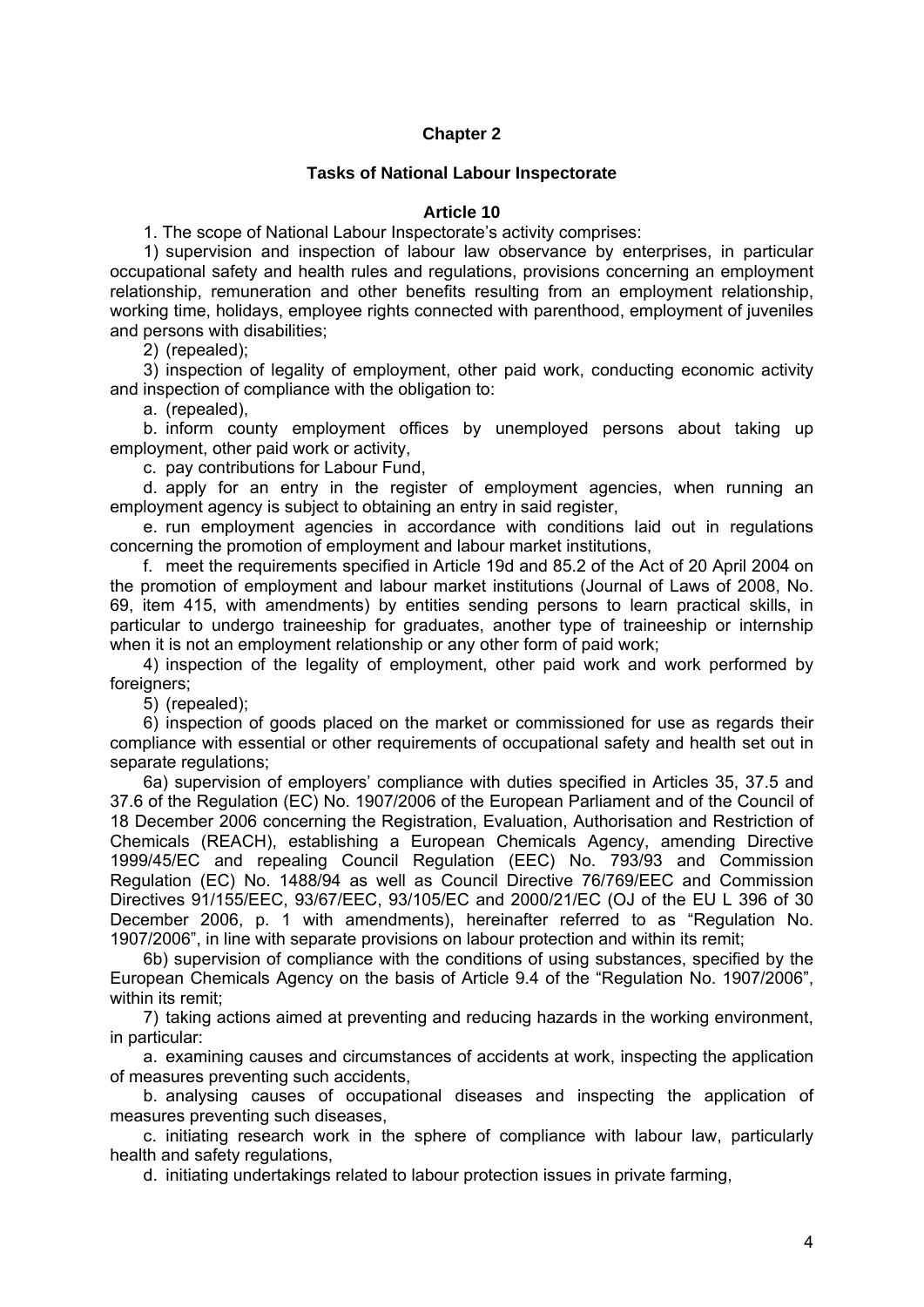## Chapter 2

### Tasks of National Labour Inspectorate

#### Article 10

1. The scope of National Labour Inspectorate's activity comprises:

1) supervision and inspection of labour law observance by enterprises, in particular occupational safety and health rules and regulations, provisions concerning an employment relationship, remuneration and other benefits resulting from an employment relationship, working time, holidays, employee rights connected with parenthood, employment of juveniles and persons with disabilities;

2) (repealed);

3) inspection of legality of employment, other paid work, conducting economic activity and inspection of compliance with the obligation to:

a. (repealed),

b. inform county employment offices by unemployed persons about taking up employment, other paid work or activity,

c. pay contributions for Labour Fund,

d. apply for an entry in the register of employment agencies, when running an employment agency is subject to obtaining an entry in said register,

e. run employment agencies in accordance with conditions laid out in regulations concerning the promotion of employment and labour market institutions,

f. meet the requirements specified in Article 19d and 85.2 of the Act of 20 April 2004 on the promotion of employment and labour market institutions (Journal of Laws of 2008, No. 69, item 415, with amendments) by entities sending persons to learn practical skills, in particular to undergo traineeship for graduates, another type of traineeship or internship when it is not an employment relationship or any other form of paid work;

4) inspection of the legality of employment, other paid work and work performed by foreigners;

5) (repealed);

6) inspection of goods placed on the market or commissioned for use as regards their compliance with essential or other requirements of occupational safety and health set out in separate regulations;

6a) supervision of employers' compliance with duties specified in Articles 35, 37.5 and 37.6 of the Regulation (EC) No. 1907/2006 of the European Parliament and of the Council of 18 December 2006 concerning the Registration, Evaluation, Authorisation and Restriction of Chemicals (REACH), establishing a European Chemicals Agency, amending Directive 1999/45/EC and repealing Council Regulation (EEC) No. 793/93 and Commission Regulation (EC) No. 1488/94 as well as Council Directive 76/769/EEC and Commission Directives 91/155/EEC, 93/67/EEC, 93/105/EC and 2000/21/EC (OJ of the EU L 396 of 30 December 2006, p. 1 with amendments), hereinafter referred to as "Regulation No. 1907/2006", in line with separate provisions on labour protection and within its remit;

6b) supervision of compliance with the conditions of using substances, specified by the European Chemicals Agency on the basis of Article 9.4 of the "Regulation No. 1907/2006", within its remit;

7) taking actions aimed at preventing and reducing hazards in the working environment, in particular:

a. examining causes and circumstances of accidents at work, inspecting the application of measures preventing such accidents,

b. analysing causes of occupational diseases and inspecting the application of measures preventing such diseases,

c. initiating research work in the sphere of compliance with labour law, particularly health and safety regulations,

d. initiating undertakings related to labour protection issues in private farming,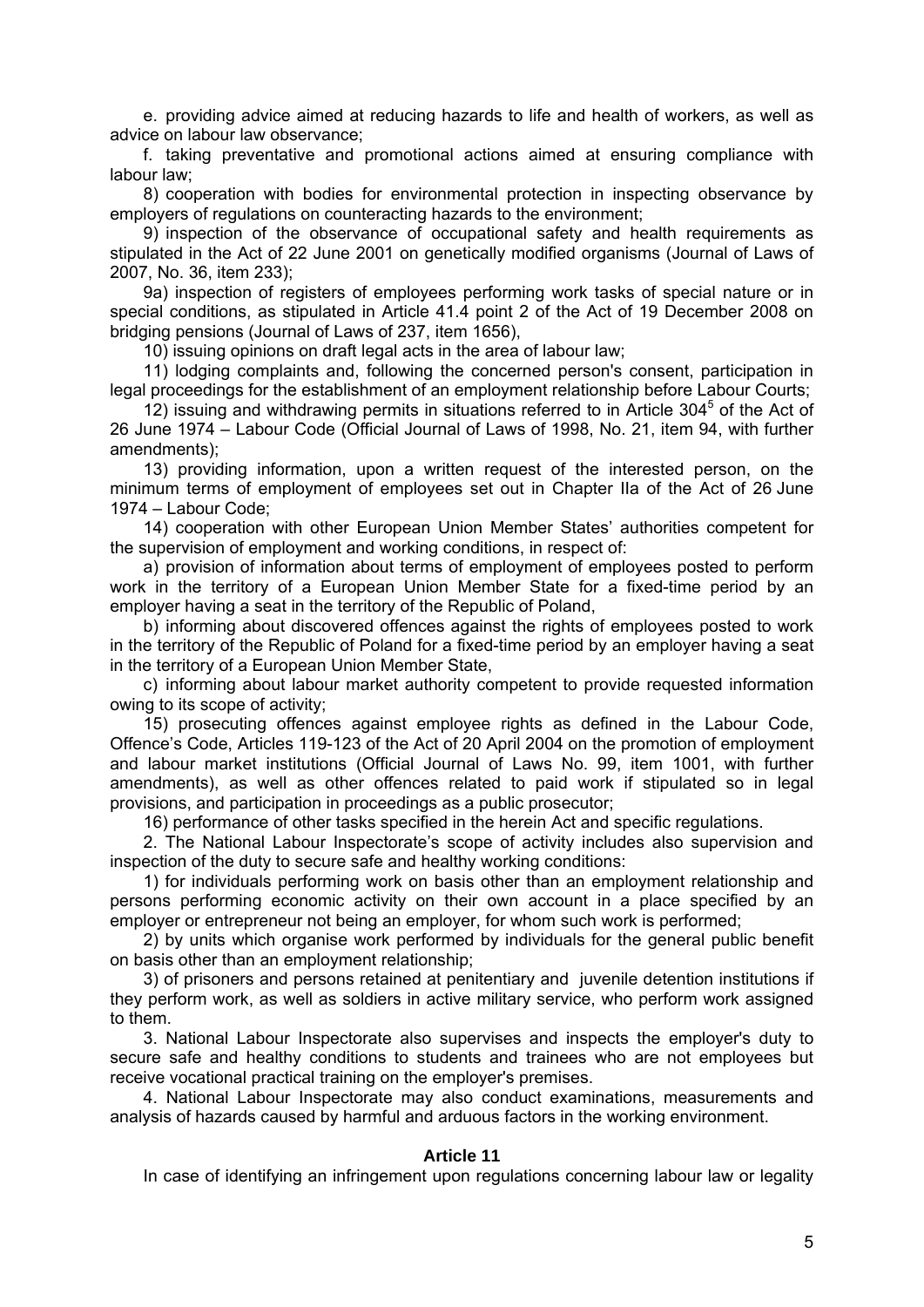e. providing advice aimed at reducing hazards to life and health of workers, as well as advice on labour law observance;

f. taking preventative and promotional actions aimed at ensuring compliance with labour law;

8) cooperation with bodies for environmental protection in inspecting observance by employers of regulations on counteracting hazards to the environment;

9) inspection of the observance of occupational safety and health requirements as stipulated in the Act of 22 June 2001 on genetically modified organisms (Journal of Laws of 2007, No. 36, item 233);

9a) inspection of registers of employees performing work tasks of special nature or in special conditions, as stipulated in Article 41.4 point 2 of the Act of 19 December 2008 on bridging pensions (Journal of Laws of 237, item 1656),

10) issuing opinions on draft legal acts in the area of labour law;

11) lodging complaints and, following the concerned person's consent, participation in legal proceedings for the establishment of an employment relationship before Labour Courts;

12) issuing and withdrawing permits in situations referred to in Article 304[5] of the Act of 26 June 1974 – Labour Code (Official Journal of Laws of 1998, No. 21, item 94, with further amendments);

13) providing information, upon a written request of the interested person, on the minimum terms of employment of employees set out in Chapter IIa of the Act of 26 June 1974 – Labour Code;

14) cooperation with other European Union Member States' authorities competent for the supervision of employment and working conditions, in respect of:

a) provision of information about terms of employment of employees posted to perform work in the territory of a European Union Member State for a fixed-time period by an employer having a seat in the territory of the Republic of Poland,

b) informing about discovered offences against the rights of employees posted to work in the territory of the Republic of Poland for a fixed-time period by an employer having a seat in the territory of a European Union Member State,

c) informing about labour market authority competent to provide requested information owing to its scope of activity;

15) prosecuting offences against employee rights as defined in the Labour Code, Offence's Code, Articles 119-123 of the Act of 20 April 2004 on the promotion of employment and labour market institutions (Official Journal of Laws No. 99, item 1001, with further amendments), as well as other offences related to paid work if stipulated so in legal provisions, and participation in proceedings as a public prosecutor;

16) performance of other tasks specified in the herein Act and specific regulations.

2. The National Labour Inspectorate's scope of activity includes also supervision and inspection of the duty to secure safe and healthy working conditions:

1) for individuals performing work on basis other than an employment relationship and persons performing economic activity on their own account in a place specified by an employer or entrepreneur not being an employer, for whom such work is performed;

2) by units which organise work performed by individuals for the general public benefit on basis other than an employment relationship;

3) of prisoners and persons retained at penitentiary and juvenile detention institutions if they perform work, as well as soldiers in active military service, who perform work assigned to them.

3. National Labour Inspectorate also supervises and inspects the employer's duty to secure safe and healthy conditions to students and trainees who are not employees but receive vocational practical training on the employer's premises.

4. National Labour Inspectorate may also conduct examinations, measurements and analysis of hazards caused by harmful and arduous factors in the working environment.

#### Article 11

In case of identifying an infringement upon regulations concerning labour law or legality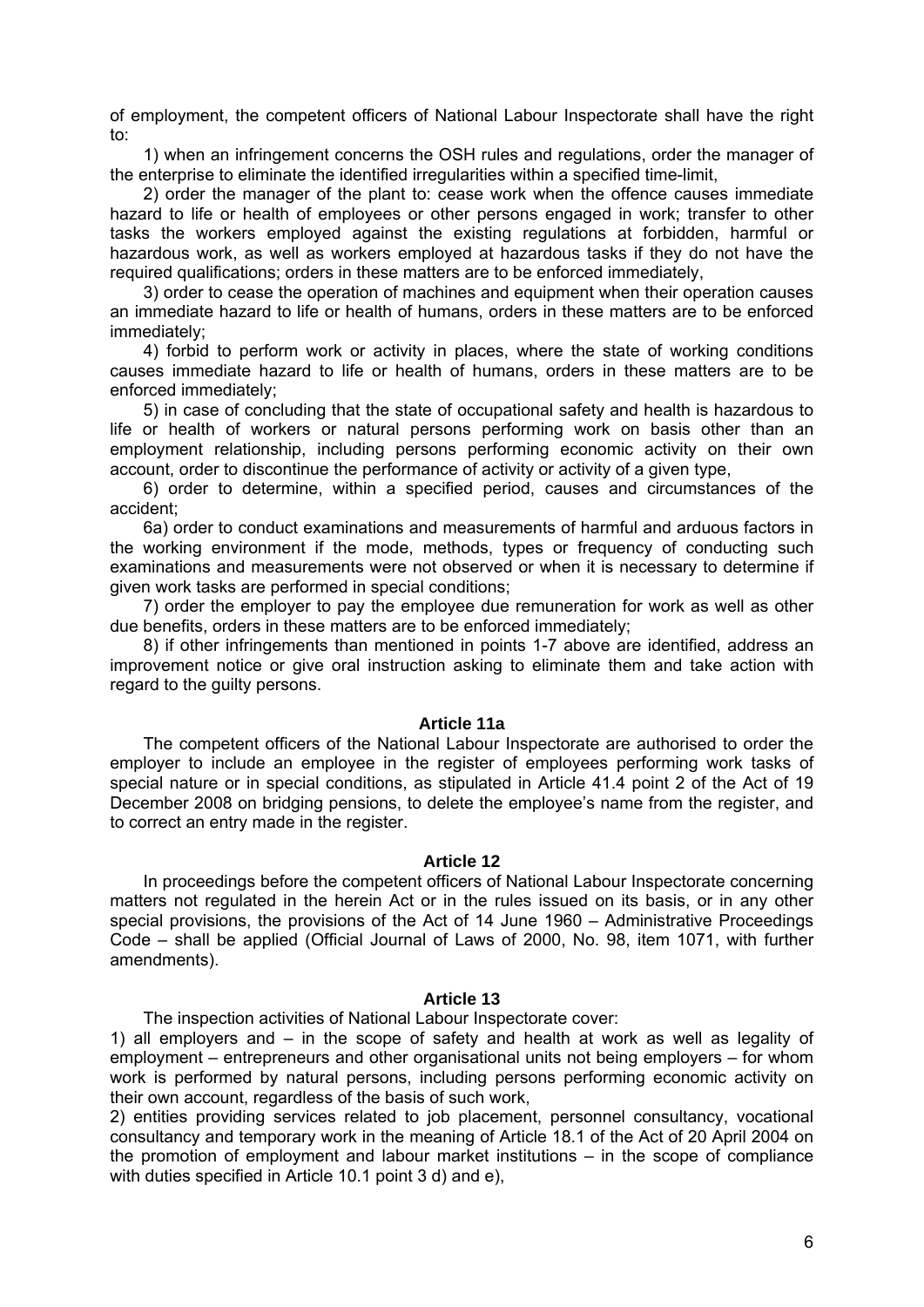of employment, the competent officers of National Labour Inspectorate shall have the right to:

1) when an infringement concerns the OSH rules and regulations, order the manager of the enterprise to eliminate the identified irregularities within a specified time-limit,

2) order the manager of the plant to: cease work when the offence causes immediate hazard to life or health of employees or other persons engaged in work; transfer to other tasks the workers employed against the existing regulations at forbidden, harmful or hazardous work, as well as workers employed at hazardous tasks if they do not have the required qualifications; orders in these matters are to be enforced immediately,

3) order to cease the operation of machines and equipment when their operation causes an immediate hazard to life or health of humans, orders in these matters are to be enforced immediately;

4) forbid to perform work or activity in places, where the state of working conditions causes immediate hazard to life or health of humans, orders in these matters are to be enforced immediately;

5) in case of concluding that the state of occupational safety and health is hazardous to life or health of workers or natural persons performing work on basis other than an employment relationship, including persons performing economic activity on their own account, order to discontinue the performance of activity or activity of a given type,

6) order to determine, within a specified period, causes and circumstances of the accident;

6a) order to conduct examinations and measurements of harmful and arduous factors in the working environment if the mode, methods, types or frequency of conducting such examinations and measurements were not observed or when it is necessary to determine if given work tasks are performed in special conditions;

7) order the employer to pay the employee due remuneration for work as well as other due benefits, orders in these matters are to be enforced immediately;

8) if other infringements than mentioned in points 1-7 above are identified, address an improvement notice or give oral instruction asking to eliminate them and take action with regard to the guilty persons.

#### Article 11a

The competent officers of the National Labour Inspectorate are authorised to order the employer to include an employee in the register of employees performing work tasks of special nature or in special conditions, as stipulated in Article 41.4 point 2 of the Act of 19 December 2008 on bridging pensions, to delete the employee's name from the register, and to correct an entry made in the register.

#### Article 12

In proceedings before the competent officers of National Labour Inspectorate concerning matters not regulated in the herein Act or in the rules issued on its basis, or in any other special provisions, the provisions of the Act of 14 June 1960 – Administrative Proceedings Code – shall be applied (Official Journal of Laws of 2000, No. 98, item 1071, with further amendments).

#### Article 13

The inspection activities of National Labour Inspectorate cover:

1) all employers and – in the scope of safety and health at work as well as legality of employment – entrepreneurs and other organisational units not being employers – for whom work is performed by natural persons, including persons performing economic activity on their own account, regardless of the basis of such work,

2) entities providing services related to job placement, personnel consultancy, vocational consultancy and temporary work in the meaning of Article 18.1 of the Act of 20 April 2004 on the promotion of employment and labour market institutions – in the scope of compliance with duties specified in Article 10.1 point 3 d) and e),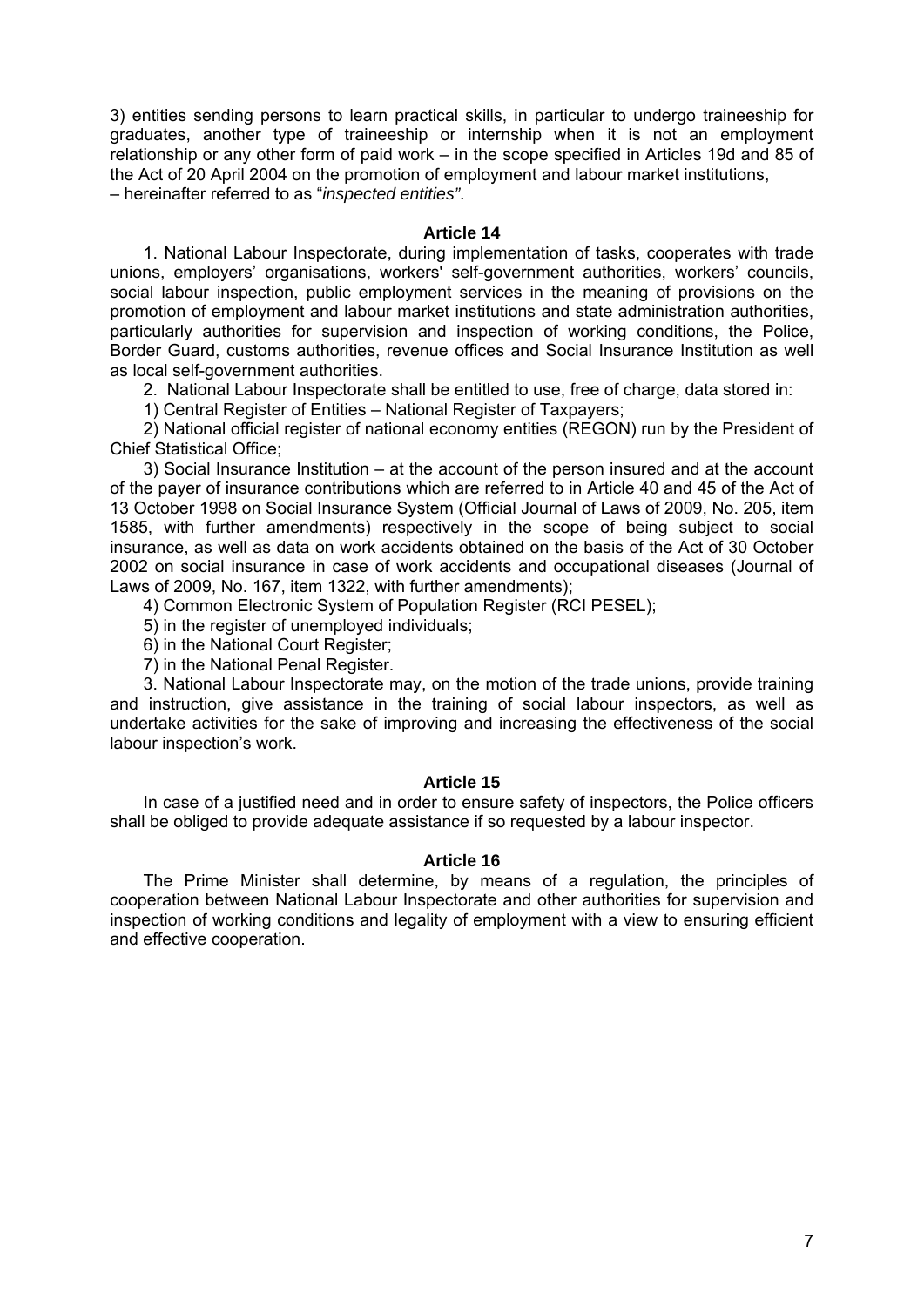3) entities sending persons to learn practical skills, in particular to undergo traineeship for graduates, another type of traineeship or internship when it is not an employment relationship or any other form of paid work – in the scope specified in Articles 19d and 85 of the Act of 20 April 2004 on the promotion of employment and labour market institutions,
– hereinafter referred to as "*inspected entities"*.

### Article 14

1. National Labour Inspectorate, during implementation of tasks, cooperates with trade unions, employers' organisations, workers' self-government authorities, workers' councils, social labour inspection, public employment services in the meaning of provisions on the promotion of employment and labour market institutions and state administration authorities, particularly authorities for supervision and inspection of working conditions, the Police, Border Guard, customs authorities, revenue offices and Social Insurance Institution as well as local self-government authorities.

2. National Labour Inspectorate shall be entitled to use, free of charge, data stored in:

1) Central Register of Entities – National Register of Taxpayers;

2) National official register of national economy entities (REGON) run by the President of Chief Statistical Office;

3) Social Insurance Institution – at the account of the person insured and at the account of the payer of insurance contributions which are referred to in Article 40 and 45 of the Act of 13 October 1998 on Social Insurance System (Official Journal of Laws of 2009, No. 205, item 1585, with further amendments) respectively in the scope of being subject to social insurance, as well as data on work accidents obtained on the basis of the Act of 30 October 2002 on social insurance in case of work accidents and occupational diseases (Journal of Laws of 2009, No. 167, item 1322, with further amendments);

4) Common Electronic System of Population Register (RCI PESEL);

5) in the register of unemployed individuals;

6) in the National Court Register;

7) in the National Penal Register.

3. National Labour Inspectorate may, on the motion of the trade unions, provide training and instruction, give assistance in the training of social labour inspectors, as well as undertake activities for the sake of improving and increasing the effectiveness of the social labour inspection's work.

### Article 15

In case of a justified need and in order to ensure safety of inspectors, the Police officers shall be obliged to provide adequate assistance if so requested by a labour inspector.

### Article 16

The Prime Minister shall determine, by means of a regulation, the principles of cooperation between National Labour Inspectorate and other authorities for supervision and inspection of working conditions and legality of employment with a view to ensuring efficient and effective cooperation.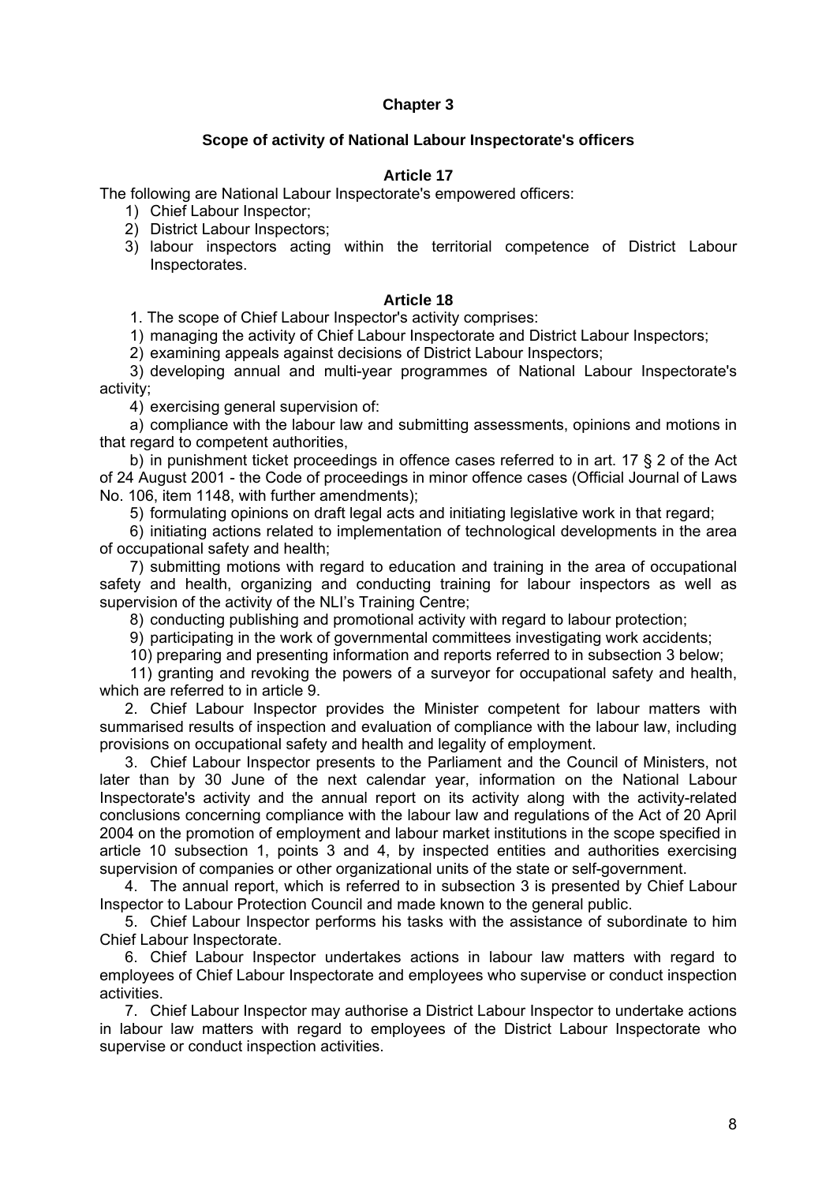## Chapter 3

### Scope of activity of National Labour Inspectorate's officers

#### Article 17

The following are National Labour Inspectorate's empowered officers:

1) Chief Labour Inspector;
2) District Labour Inspectors;
3) labour inspectors acting within the territorial competence of District Labour Inspectorates.

#### Article 18

1. The scope of Chief Labour Inspector's activity comprises:

1) managing the activity of Chief Labour Inspectorate and District Labour Inspectors;

2) examining appeals against decisions of District Labour Inspectors;

3) developing annual and multi-year programmes of National Labour Inspectorate's activity;

4) exercising general supervision of:

a) compliance with the labour law and submitting assessments, opinions and motions in that regard to competent authorities,

b) in punishment ticket proceedings in offence cases referred to in art. 17 § 2 of the Act of 24 August 2001 - the Code of proceedings in minor offence cases (Official Journal of Laws No. 106, item 1148, with further amendments);

5) formulating opinions on draft legal acts and initiating legislative work in that regard;

6) initiating actions related to implementation of technological developments in the area of occupational safety and health;

7) submitting motions with regard to education and training in the area of occupational safety and health, organizing and conducting training for labour inspectors as well as supervision of the activity of the NLI's Training Centre;

8) conducting publishing and promotional activity with regard to labour protection;

9) participating in the work of governmental committees investigating work accidents;

10) preparing and presenting information and reports referred to in subsection 3 below;

11) granting and revoking the powers of a surveyor for occupational safety and health, which are referred to in article 9.

2. Chief Labour Inspector provides the Minister competent for labour matters with summarised results of inspection and evaluation of compliance with the labour law, including provisions on occupational safety and health and legality of employment.

3. Chief Labour Inspector presents to the Parliament and the Council of Ministers, not later than by 30 June of the next calendar year, information on the National Labour Inspectorate's activity and the annual report on its activity along with the activity-related conclusions concerning compliance with the labour law and regulations of the Act of 20 April 2004 on the promotion of employment and labour market institutions in the scope specified in article 10 subsection 1, points 3 and 4, by inspected entities and authorities exercising supervision of companies or other organizational units of the state or self-government.

4. The annual report, which is referred to in subsection 3 is presented by Chief Labour Inspector to Labour Protection Council and made known to the general public.

5. Chief Labour Inspector performs his tasks with the assistance of subordinate to him Chief Labour Inspectorate.

6. Chief Labour Inspector undertakes actions in labour law matters with regard to employees of Chief Labour Inspectorate and employees who supervise or conduct inspection activities.

7. Chief Labour Inspector may authorise a District Labour Inspector to undertake actions in labour law matters with regard to employees of the District Labour Inspectorate who supervise or conduct inspection activities.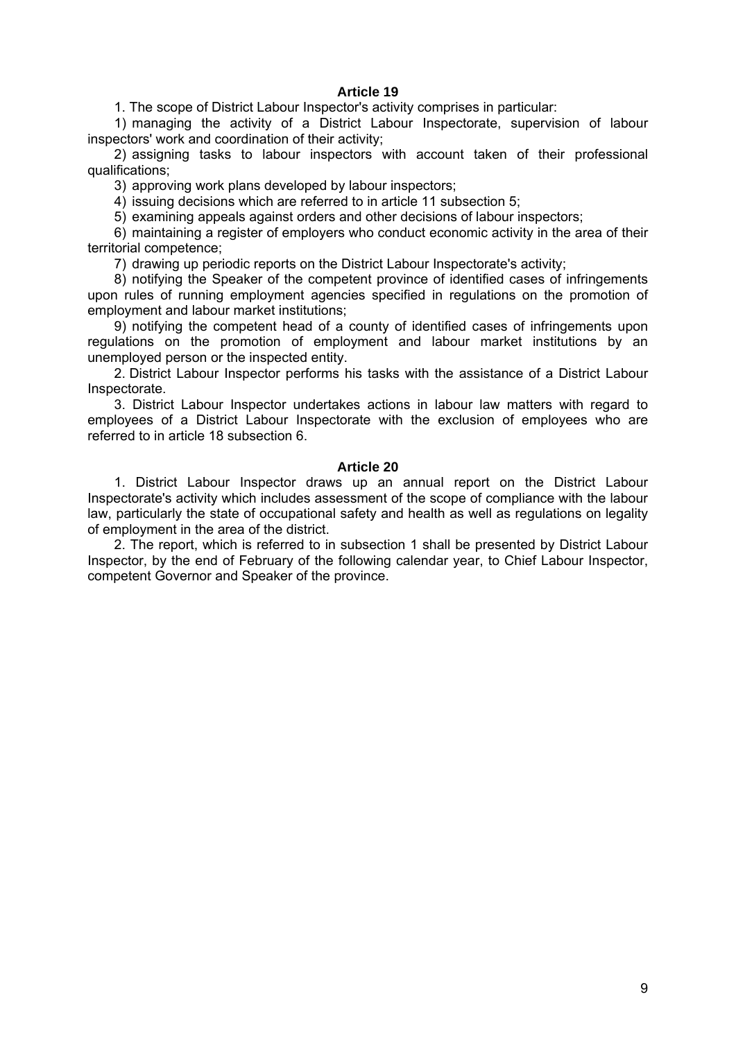### Article 19

1. The scope of District Labour Inspector's activity comprises in particular:

1) managing the activity of a District Labour Inspectorate, supervision of labour inspectors' work and coordination of their activity;

2) assigning tasks to labour inspectors with account taken of their professional qualifications;

3) approving work plans developed by labour inspectors;

4) issuing decisions which are referred to in article 11 subsection 5;

5) examining appeals against orders and other decisions of labour inspectors;

6) maintaining a register of employers who conduct economic activity in the area of their territorial competence;

7) drawing up periodic reports on the District Labour Inspectorate's activity;

8) notifying the Speaker of the competent province of identified cases of infringements upon rules of running employment agencies specified in regulations on the promotion of employment and labour market institutions;

9) notifying the competent head of a county of identified cases of infringements upon regulations on the promotion of employment and labour market institutions by an unemployed person or the inspected entity.

2. District Labour Inspector performs his tasks with the assistance of a District Labour Inspectorate.

3. District Labour Inspector undertakes actions in labour law matters with regard to employees of a District Labour Inspectorate with the exclusion of employees who are referred to in article 18 subsection 6.

### Article 20

1. District Labour Inspector draws up an annual report on the District Labour Inspectorate's activity which includes assessment of the scope of compliance with the labour law, particularly the state of occupational safety and health as well as regulations on legality of employment in the area of the district.

2. The report, which is referred to in subsection 1 shall be presented by District Labour Inspector, by the end of February of the following calendar year, to Chief Labour Inspector, competent Governor and Speaker of the province.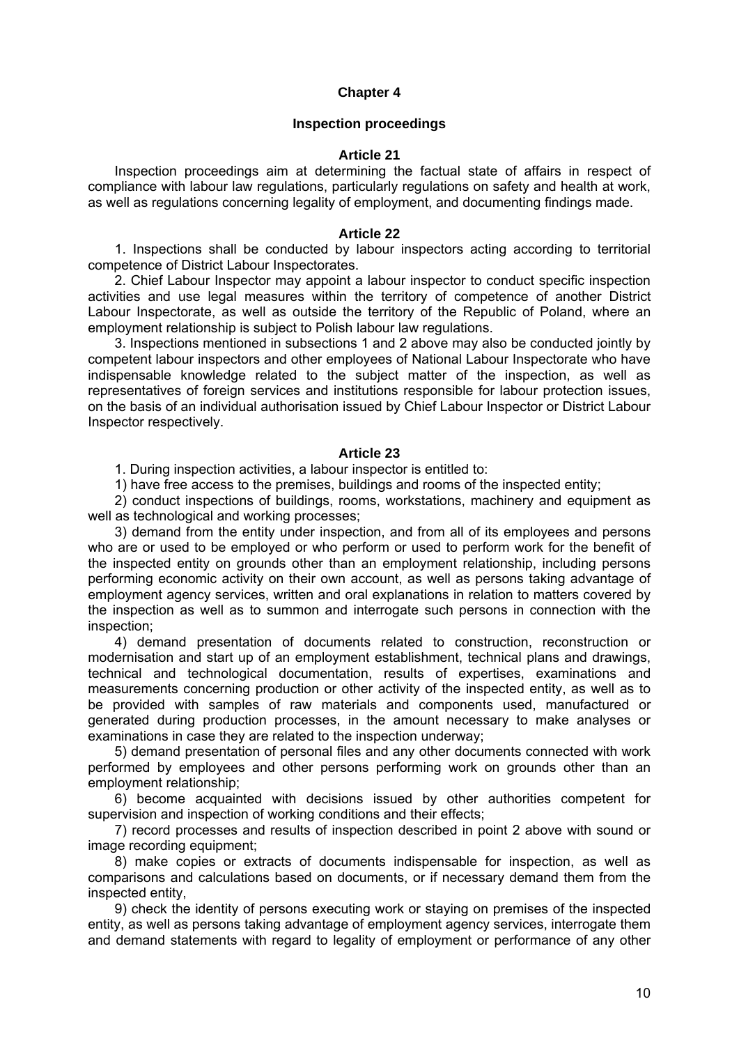## Chapter 4

### Inspection proceedings

#### Article 21

Inspection proceedings aim at determining the factual state of affairs in respect of compliance with labour law regulations, particularly regulations on safety and health at work, as well as regulations concerning legality of employment, and documenting findings made.

#### Article 22

1. Inspections shall be conducted by labour inspectors acting according to territorial competence of District Labour Inspectorates.

2. Chief Labour Inspector may appoint a labour inspector to conduct specific inspection activities and use legal measures within the territory of competence of another District Labour Inspectorate, as well as outside the territory of the Republic of Poland, where an employment relationship is subject to Polish labour law regulations.

3. Inspections mentioned in subsections 1 and 2 above may also be conducted jointly by competent labour inspectors and other employees of National Labour Inspectorate who have indispensable knowledge related to the subject matter of the inspection, as well as representatives of foreign services and institutions responsible for labour protection issues, on the basis of an individual authorisation issued by Chief Labour Inspector or District Labour Inspector respectively.

#### Article 23

1. During inspection activities, a labour inspector is entitled to:

1) have free access to the premises, buildings and rooms of the inspected entity;

2) conduct inspections of buildings, rooms, workstations, machinery and equipment as well as technological and working processes;

3) demand from the entity under inspection, and from all of its employees and persons who are or used to be employed or who perform or used to perform work for the benefit of the inspected entity on grounds other than an employment relationship, including persons performing economic activity on their own account, as well as persons taking advantage of employment agency services, written and oral explanations in relation to matters covered by the inspection as well as to summon and interrogate such persons in connection with the inspection;

4) demand presentation of documents related to construction, reconstruction or modernisation and start up of an employment establishment, technical plans and drawings, technical and technological documentation, results of expertises, examinations and measurements concerning production or other activity of the inspected entity, as well as to be provided with samples of raw materials and components used, manufactured or generated during production processes, in the amount necessary to make analyses or examinations in case they are related to the inspection underway;

5) demand presentation of personal files and any other documents connected with work performed by employees and other persons performing work on grounds other than an employment relationship;

6) become acquainted with decisions issued by other authorities competent for supervision and inspection of working conditions and their effects;

7) record processes and results of inspection described in point 2 above with sound or image recording equipment;

8) make copies or extracts of documents indispensable for inspection, as well as comparisons and calculations based on documents, or if necessary demand them from the inspected entity,

9) check the identity of persons executing work or staying on premises of the inspected entity, as well as persons taking advantage of employment agency services, interrogate them and demand statements with regard to legality of employment or performance of any other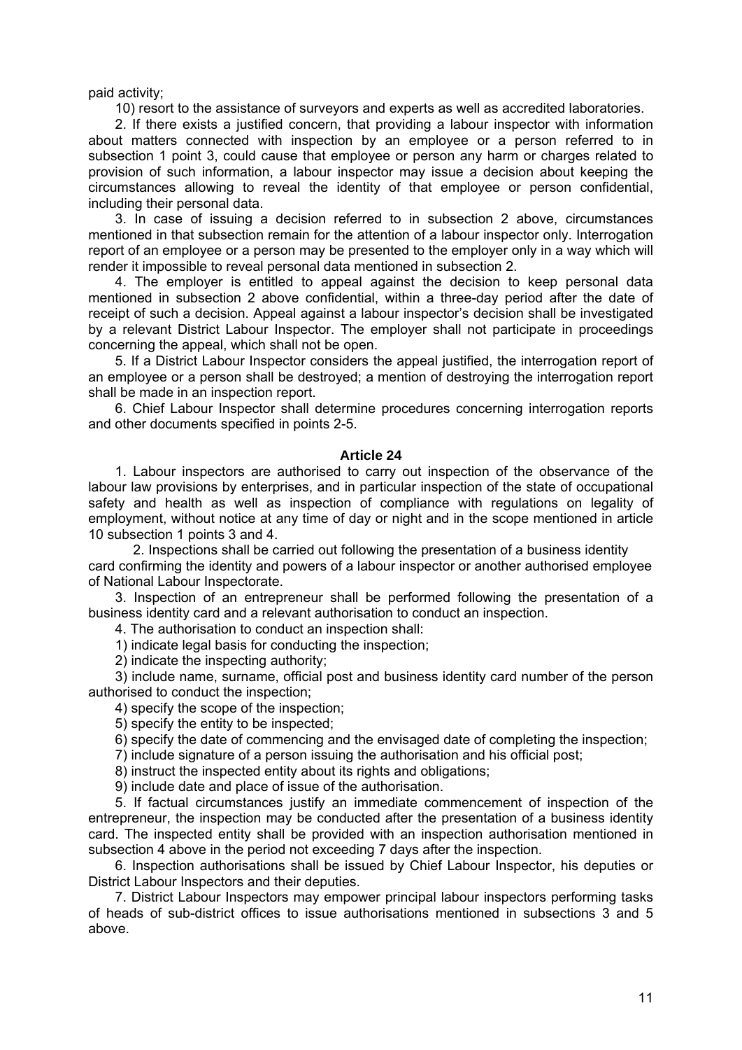paid activity;

10) resort to the assistance of surveyors and experts as well as accredited laboratories.

2. If there exists a justified concern, that providing a labour inspector with information about matters connected with inspection by an employee or a person referred to in subsection 1 point 3, could cause that employee or person any harm or charges related to provision of such information, a labour inspector may issue a decision about keeping the circumstances allowing to reveal the identity of that employee or person confidential, including their personal data.

3. In case of issuing a decision referred to in subsection 2 above, circumstances mentioned in that subsection remain for the attention of a labour inspector only. Interrogation report of an employee or a person may be presented to the employer only in a way which will render it impossible to reveal personal data mentioned in subsection 2.

4. The employer is entitled to appeal against the decision to keep personal data mentioned in subsection 2 above confidential, within a three-day period after the date of receipt of such a decision. Appeal against a labour inspector's decision shall be investigated by a relevant District Labour Inspector. The employer shall not participate in proceedings concerning the appeal, which shall not be open.

5. If a District Labour Inspector considers the appeal justified, the interrogation report of an employee or a person shall be destroyed; a mention of destroying the interrogation report shall be made in an inspection report.

6. Chief Labour Inspector shall determine procedures concerning interrogation reports and other documents specified in points 2-5.

### Article 24

1. Labour inspectors are authorised to carry out inspection of the observance of the labour law provisions by enterprises, and in particular inspection of the state of occupational safety and health as well as inspection of compliance with regulations on legality of employment, without notice at any time of day or night and in the scope mentioned in article 10 subsection 1 points 3 and 4.

2. Inspections shall be carried out following the presentation of a business identity card confirming the identity and powers of a labour inspector or another authorised employee of National Labour Inspectorate.

3. Inspection of an entrepreneur shall be performed following the presentation of a business identity card and a relevant authorisation to conduct an inspection.

4. The authorisation to conduct an inspection shall:

1) indicate legal basis for conducting the inspection;

2) indicate the inspecting authority;

3) include name, surname, official post and business identity card number of the person authorised to conduct the inspection;

4) specify the scope of the inspection;

5) specify the entity to be inspected;

6) specify the date of commencing and the envisaged date of completing the inspection;

7) include signature of a person issuing the authorisation and his official post;

8) instruct the inspected entity about its rights and obligations;

9) include date and place of issue of the authorisation.

5. If factual circumstances justify an immediate commencement of inspection of the entrepreneur, the inspection may be conducted after the presentation of a business identity card. The inspected entity shall be provided with an inspection authorisation mentioned in subsection 4 above in the period not exceeding 7 days after the inspection.

6. Inspection authorisations shall be issued by Chief Labour Inspector, his deputies or District Labour Inspectors and their deputies.

7. District Labour Inspectors may empower principal labour inspectors performing tasks of heads of sub-district offices to issue authorisations mentioned in subsections 3 and 5 above.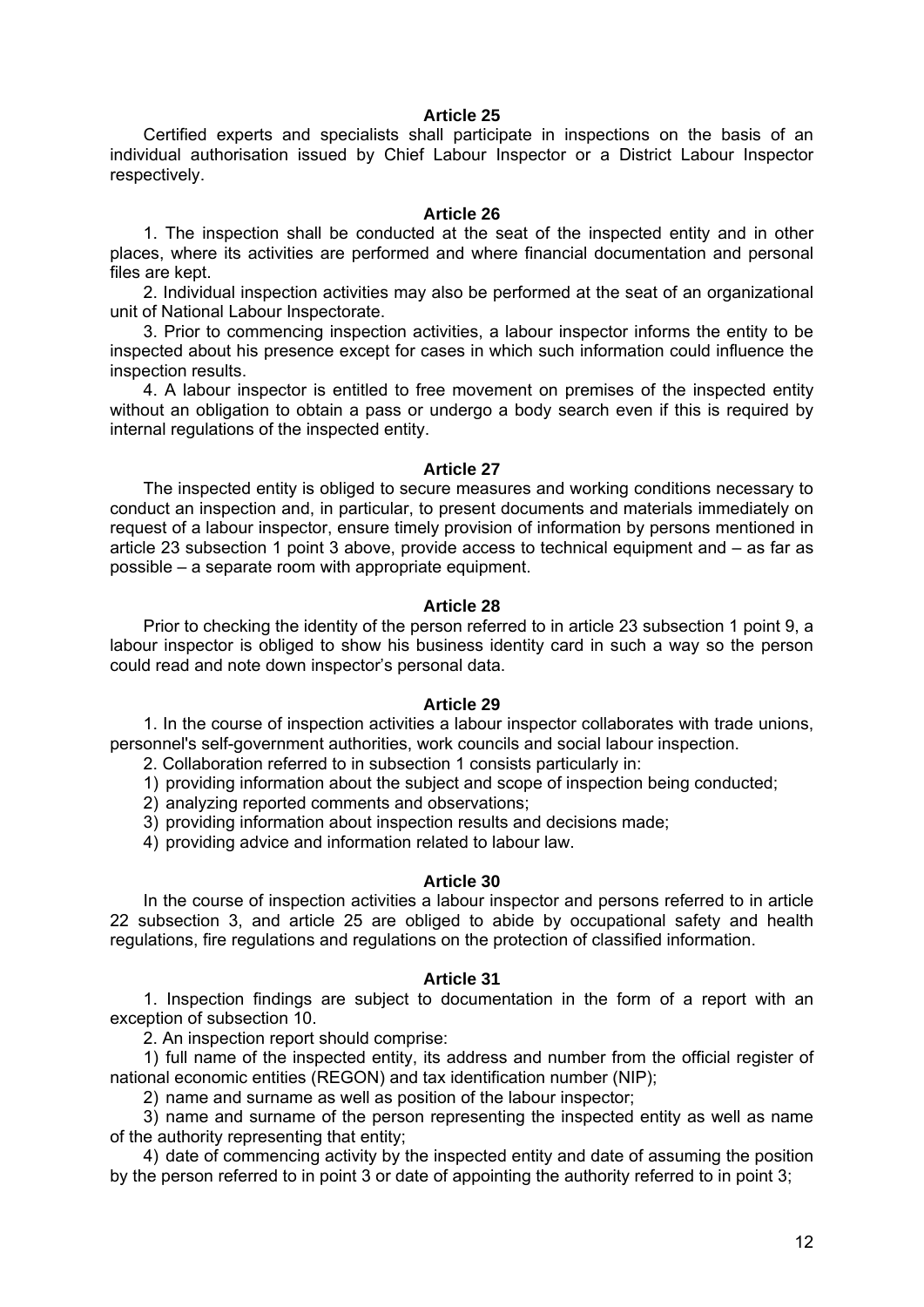### Article 25

Certified experts and specialists shall participate in inspections on the basis of an individual authorisation issued by Chief Labour Inspector or a District Labour Inspector respectively.

### Article 26

1. The inspection shall be conducted at the seat of the inspected entity and in other places, where its activities are performed and where financial documentation and personal files are kept.

2. Individual inspection activities may also be performed at the seat of an organizational unit of National Labour Inspectorate.

3. Prior to commencing inspection activities, a labour inspector informs the entity to be inspected about his presence except for cases in which such information could influence the inspection results.

4. A labour inspector is entitled to free movement on premises of the inspected entity without an obligation to obtain a pass or undergo a body search even if this is required by internal regulations of the inspected entity.

### Article 27

The inspected entity is obliged to secure measures and working conditions necessary to conduct an inspection and, in particular, to present documents and materials immediately on request of a labour inspector, ensure timely provision of information by persons mentioned in article 23 subsection 1 point 3 above, provide access to technical equipment and – as far as possible – a separate room with appropriate equipment.

### Article 28

Prior to checking the identity of the person referred to in article 23 subsection 1 point 9, a labour inspector is obliged to show his business identity card in such a way so the person could read and note down inspector's personal data.

### Article 29

1. In the course of inspection activities a labour inspector collaborates with trade unions, personnel's self-government authorities, work councils and social labour inspection.

2. Collaboration referred to in subsection 1 consists particularly in:

1) providing information about the subject and scope of inspection being conducted;

2) analyzing reported comments and observations;

3) providing information about inspection results and decisions made;

4) providing advice and information related to labour law.

### Article 30

In the course of inspection activities a labour inspector and persons referred to in article 22 subsection 3, and article 25 are obliged to abide by occupational safety and health regulations, fire regulations and regulations on the protection of classified information.

### Article 31

1. Inspection findings are subject to documentation in the form of a report with an exception of subsection 10.

2. An inspection report should comprise:

1) full name of the inspected entity, its address and number from the official register of national economic entities (REGON) and tax identification number (NIP);

2) name and surname as well as position of the labour inspector;

3) name and surname of the person representing the inspected entity as well as name of the authority representing that entity;

4) date of commencing activity by the inspected entity and date of assuming the position by the person referred to in point 3 or date of appointing the authority referred to in point 3;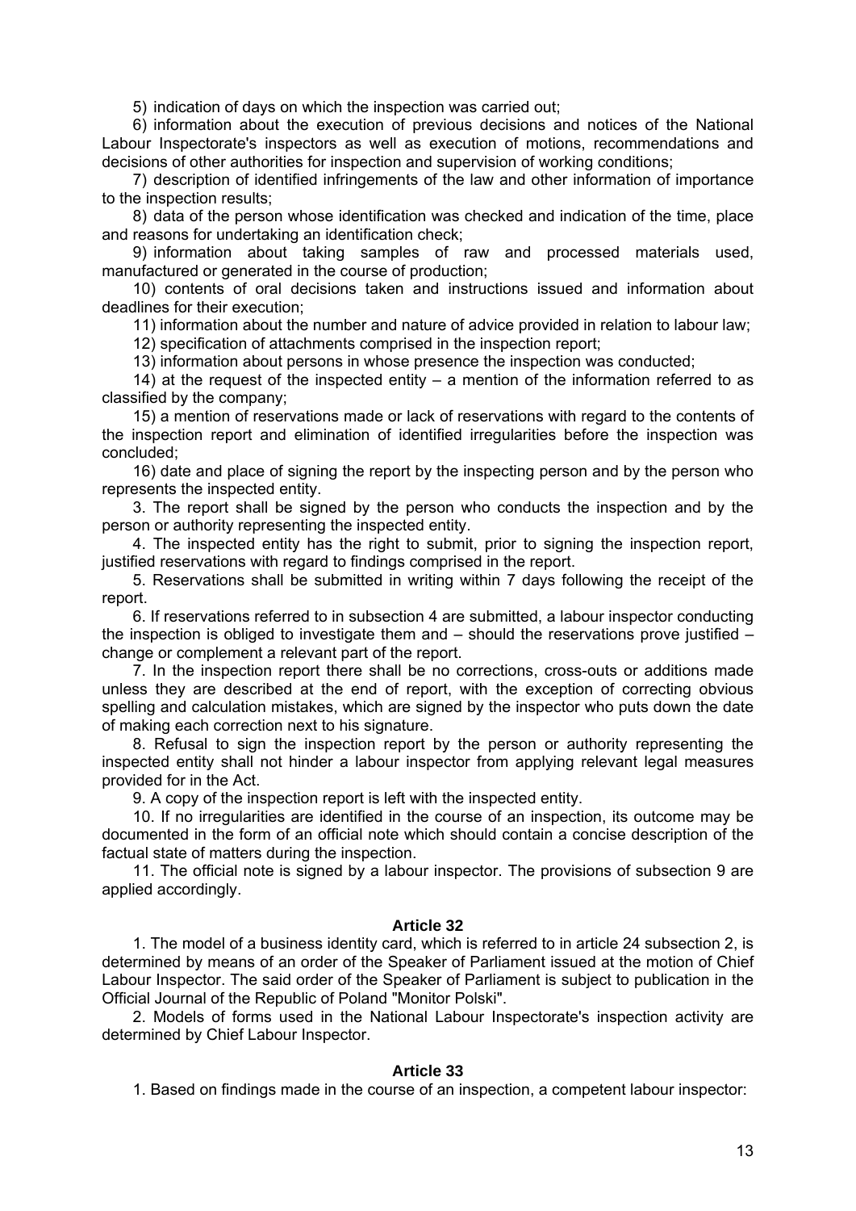5) indication of days on which the inspection was carried out;

6) information about the execution of previous decisions and notices of the National Labour Inspectorate's inspectors as well as execution of motions, recommendations and decisions of other authorities for inspection and supervision of working conditions;

7) description of identified infringements of the law and other information of importance to the inspection results;

8) data of the person whose identification was checked and indication of the time, place and reasons for undertaking an identification check;

9) information about taking samples of raw and processed materials used, manufactured or generated in the course of production;

10) contents of oral decisions taken and instructions issued and information about deadlines for their execution;

11) information about the number and nature of advice provided in relation to labour law;

12) specification of attachments comprised in the inspection report;

13) information about persons in whose presence the inspection was conducted;

14) at the request of the inspected entity – a mention of the information referred to as classified by the company;

15) a mention of reservations made or lack of reservations with regard to the contents of the inspection report and elimination of identified irregularities before the inspection was concluded;

16) date and place of signing the report by the inspecting person and by the person who represents the inspected entity.

3. The report shall be signed by the person who conducts the inspection and by the person or authority representing the inspected entity.

4. The inspected entity has the right to submit, prior to signing the inspection report, justified reservations with regard to findings comprised in the report.

5. Reservations shall be submitted in writing within 7 days following the receipt of the report.

6. If reservations referred to in subsection 4 are submitted, a labour inspector conducting the inspection is obliged to investigate them and – should the reservations prove justified – change or complement a relevant part of the report.

7. In the inspection report there shall be no corrections, cross-outs or additions made unless they are described at the end of report, with the exception of correcting obvious spelling and calculation mistakes, which are signed by the inspector who puts down the date of making each correction next to his signature.

8. Refusal to sign the inspection report by the person or authority representing the inspected entity shall not hinder a labour inspector from applying relevant legal measures provided for in the Act.

9. A copy of the inspection report is left with the inspected entity.

10. If no irregularities are identified in the course of an inspection, its outcome may be documented in the form of an official note which should contain a concise description of the factual state of matters during the inspection.

11. The official note is signed by a labour inspector. The provisions of subsection 9 are applied accordingly.

### Article 32

1. The model of a business identity card, which is referred to in article 24 subsection 2, is determined by means of an order of the Speaker of Parliament issued at the motion of Chief Labour Inspector. The said order of the Speaker of Parliament is subject to publication in the Official Journal of the Republic of Poland "Monitor Polski".

2. Models of forms used in the National Labour Inspectorate's inspection activity are determined by Chief Labour Inspector.

### Article 33

1. Based on findings made in the course of an inspection, a competent labour inspector: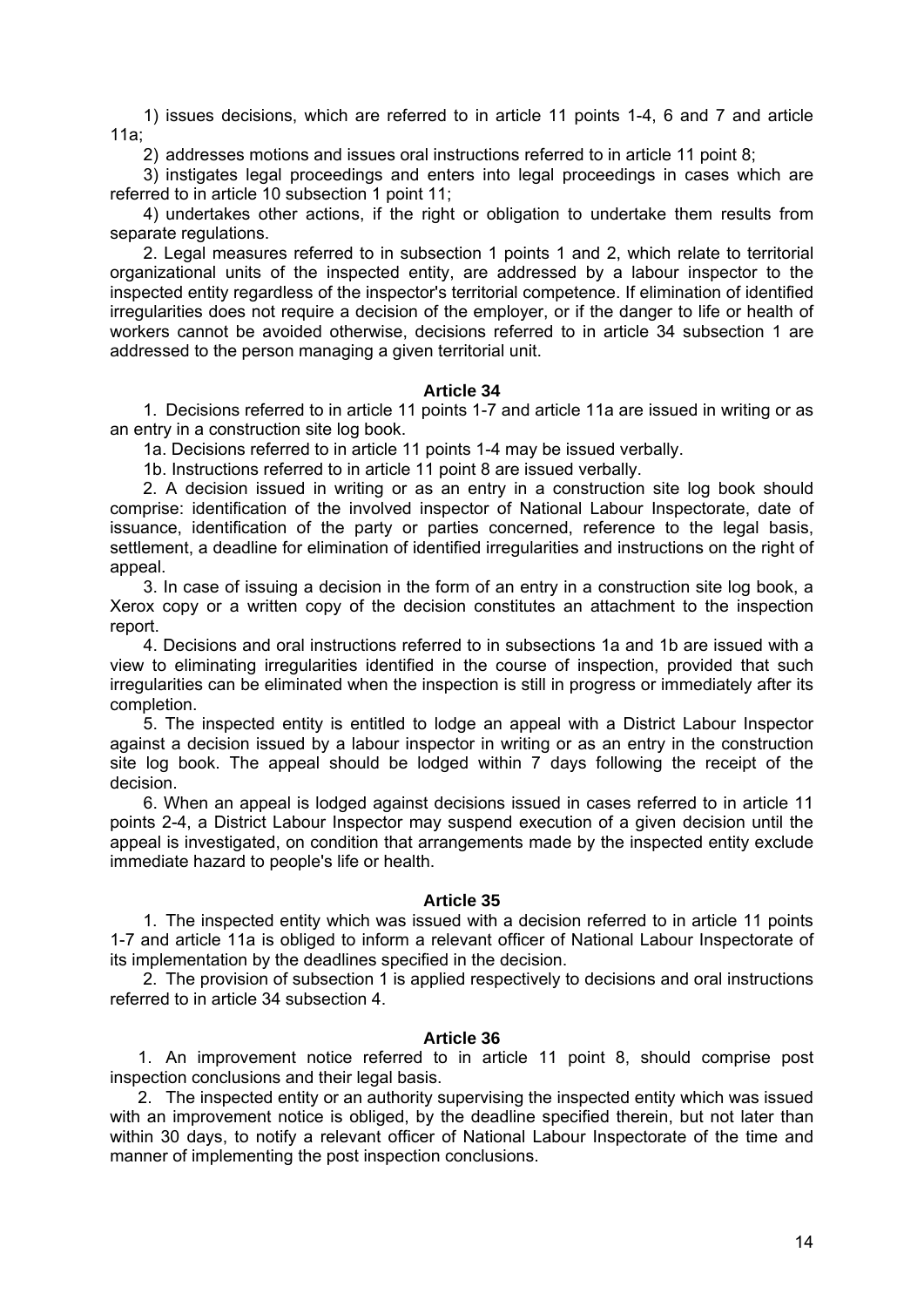1) issues decisions, which are referred to in article 11 points 1-4, 6 and 7 and article 11a;

2) addresses motions and issues oral instructions referred to in article 11 point 8;

3) instigates legal proceedings and enters into legal proceedings in cases which are referred to in article 10 subsection 1 point 11;

4) undertakes other actions, if the right or obligation to undertake them results from separate regulations.

2. Legal measures referred to in subsection 1 points 1 and 2, which relate to territorial organizational units of the inspected entity, are addressed by a labour inspector to the inspected entity regardless of the inspector's territorial competence. If elimination of identified irregularities does not require a decision of the employer, or if the danger to life or health of workers cannot be avoided otherwise, decisions referred to in article 34 subsection 1 are addressed to the person managing a given territorial unit.

### Article 34

1. Decisions referred to in article 11 points 1-7 and article 11a are issued in writing or as an entry in a construction site log book.

1a. Decisions referred to in article 11 points 1-4 may be issued verbally.

1b. Instructions referred to in article 11 point 8 are issued verbally.

2. A decision issued in writing or as an entry in a construction site log book should comprise: identification of the involved inspector of National Labour Inspectorate, date of issuance, identification of the party or parties concerned, reference to the legal basis, settlement, a deadline for elimination of identified irregularities and instructions on the right of appeal.

3. In case of issuing a decision in the form of an entry in a construction site log book, a Xerox copy or a written copy of the decision constitutes an attachment to the inspection report.

4. Decisions and oral instructions referred to in subsections 1a and 1b are issued with a view to eliminating irregularities identified in the course of inspection, provided that such irregularities can be eliminated when the inspection is still in progress or immediately after its completion.

5. The inspected entity is entitled to lodge an appeal with a District Labour Inspector against a decision issued by a labour inspector in writing or as an entry in the construction site log book. The appeal should be lodged within 7 days following the receipt of the decision.

6. When an appeal is lodged against decisions issued in cases referred to in article 11 points 2-4, a District Labour Inspector may suspend execution of a given decision until the appeal is investigated, on condition that arrangements made by the inspected entity exclude immediate hazard to people's life or health.

### Article 35

1. The inspected entity which was issued with a decision referred to in article 11 points 1-7 and article 11a is obliged to inform a relevant officer of National Labour Inspectorate of its implementation by the deadlines specified in the decision.

2. The provision of subsection 1 is applied respectively to decisions and oral instructions referred to in article 34 subsection 4.

### Article 36

1. An improvement notice referred to in article 11 point 8, should comprise post inspection conclusions and their legal basis.

2. The inspected entity or an authority supervising the inspected entity which was issued with an improvement notice is obliged, by the deadline specified therein, but not later than within 30 days, to notify a relevant officer of National Labour Inspectorate of the time and manner of implementing the post inspection conclusions.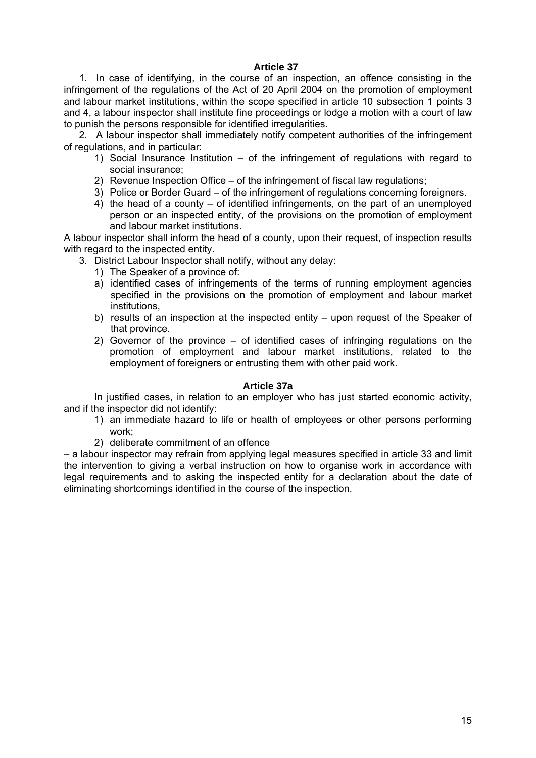### Article 37

1. In case of identifying, in the course of an inspection, an offence consisting in the infringement of the regulations of the Act of 20 April 2004 on the promotion of employment and labour market institutions, within the scope specified in article 10 subsection 1 points 3 and 4, a labour inspector shall institute fine proceedings or lodge a motion with a court of law to punish the persons responsible for identified irregularities.

2. A labour inspector shall immediately notify competent authorities of the infringement of regulations, and in particular:

   1) Social Insurance Institution – of the infringement of regulations with regard to social insurance;
   2) Revenue Inspection Office – of the infringement of fiscal law regulations;
   3) Police or Border Guard – of the infringement of regulations concerning foreigners.
   4) the head of a county – of identified infringements, on the part of an unemployed person or an inspected entity, of the provisions on the promotion of employment and labour market institutions.

A labour inspector shall inform the head of a county, upon their request, of inspection results with regard to the inspected entity.

3. District Labour Inspector shall notify, without any delay:
   1) The Speaker of a province of:
      a) identified cases of infringements of the terms of running employment agencies specified in the provisions on the promotion of employment and labour market institutions,
      b) results of an inspection at the inspected entity – upon request of the Speaker of that province.
   2) Governor of the province – of identified cases of infringing regulations on the promotion of employment and labour market institutions, related to the employment of foreigners or entrusting them with other paid work.

### Article 37a

In justified cases, in relation to an employer who has just started economic activity, and if the inspector did not identify:

1) an immediate hazard to life or health of employees or other persons performing work;
2) deliberate commitment of an offence

– a labour inspector may refrain from applying legal measures specified in article 33 and limit the intervention to giving a verbal instruction on how to organise work in accordance with legal requirements and to asking the inspected entity for a declaration about the date of eliminating shortcomings identified in the course of the inspection.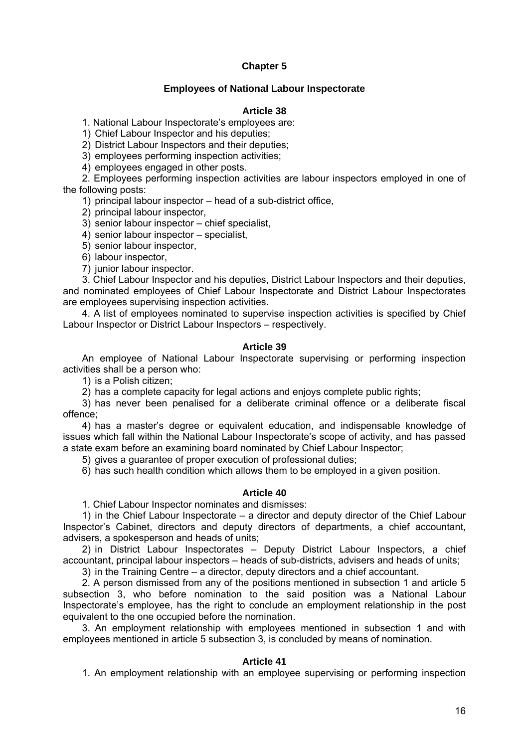# Chapter 5

## Employees of National Labour Inspectorate

### Article 38

1. National Labour Inspectorate's employees are:

1) Chief Labour Inspector and his deputies;

2) District Labour Inspectors and their deputies;

3) employees performing inspection activities;

4) employees engaged in other posts.

2. Employees performing inspection activities are labour inspectors employed in one of the following posts:

1) principal labour inspector – head of a sub-district office,

2) principal labour inspector,

3) senior labour inspector – chief specialist,

4) senior labour inspector – specialist,

5) senior labour inspector,

6) labour inspector,

7) junior labour inspector.

3. Chief Labour Inspector and his deputies, District Labour Inspectors and their deputies, and nominated employees of Chief Labour Inspectorate and District Labour Inspectorates are employees supervising inspection activities.

4. A list of employees nominated to supervise inspection activities is specified by Chief Labour Inspector or District Labour Inspectors – respectively.

### Article 39

An employee of National Labour Inspectorate supervising or performing inspection activities shall be a person who:

1) is a Polish citizen;

2) has a complete capacity for legal actions and enjoys complete public rights;

3) has never been penalised for a deliberate criminal offence or a deliberate fiscal offence;

4) has a master's degree or equivalent education, and indispensable knowledge of issues which fall within the National Labour Inspectorate's scope of activity, and has passed a state exam before an examining board nominated by Chief Labour Inspector;

5) gives a guarantee of proper execution of professional duties;

6) has such health condition which allows them to be employed in a given position.

### Article 40

1. Chief Labour Inspector nominates and dismisses:

1) in the Chief Labour Inspectorate – a director and deputy director of the Chief Labour Inspector's Cabinet, directors and deputy directors of departments, a chief accountant, advisers, a spokesperson and heads of units;

2) in District Labour Inspectorates – Deputy District Labour Inspectors, a chief accountant, principal labour inspectors – heads of sub-districts, advisers and heads of units;

3) in the Training Centre – a director, deputy directors and a chief accountant.

2. A person dismissed from any of the positions mentioned in subsection 1 and article 5 subsection 3, who before nomination to the said position was a National Labour Inspectorate's employee, has the right to conclude an employment relationship in the post equivalent to the one occupied before the nomination.

3. An employment relationship with employees mentioned in subsection 1 and with employees mentioned in article 5 subsection 3, is concluded by means of nomination.

### Article 41

1. An employment relationship with an employee supervising or performing inspection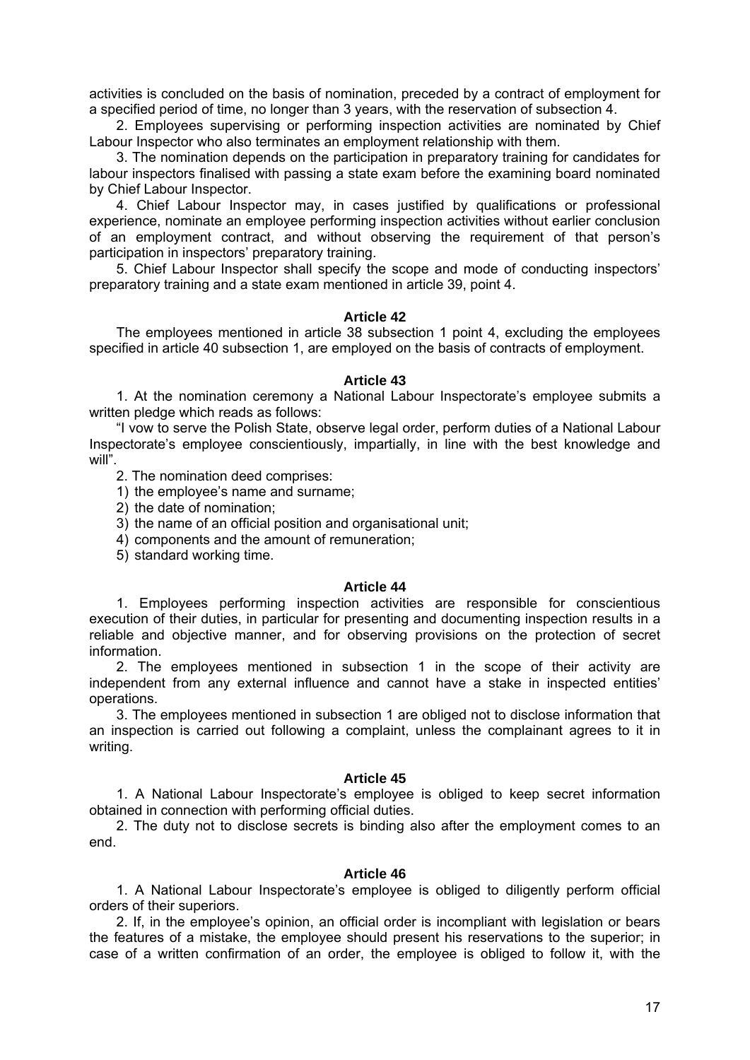activities is concluded on the basis of nomination, preceded by a contract of employment for a specified period of time, no longer than 3 years, with the reservation of subsection 4.

2. Employees supervising or performing inspection activities are nominated by Chief Labour Inspector who also terminates an employment relationship with them.

3. The nomination depends on the participation in preparatory training for candidates for labour inspectors finalised with passing a state exam before the examining board nominated by Chief Labour Inspector.

4. Chief Labour Inspector may, in cases justified by qualifications or professional experience, nominate an employee performing inspection activities without earlier conclusion of an employment contract, and without observing the requirement of that person's participation in inspectors' preparatory training.

5. Chief Labour Inspector shall specify the scope and mode of conducting inspectors' preparatory training and a state exam mentioned in article 39, point 4.

#### Article 42

The employees mentioned in article 38 subsection 1 point 4, excluding the employees specified in article 40 subsection 1, are employed on the basis of contracts of employment.

#### Article 43

1. At the nomination ceremony a National Labour Inspectorate's employee submits a written pledge which reads as follows:

"I vow to serve the Polish State, observe legal order, perform duties of a National Labour Inspectorate's employee conscientiously, impartially, in line with the best knowledge and will".

2. The nomination deed comprises:

1) the employee's name and surname;
2) the date of nomination;
3) the name of an official position and organisational unit;
4) components and the amount of remuneration;
5) standard working time.

#### Article 44

1. Employees performing inspection activities are responsible for conscientious execution of their duties, in particular for presenting and documenting inspection results in a reliable and objective manner, and for observing provisions on the protection of secret information.

2. The employees mentioned in subsection 1 in the scope of their activity are independent from any external influence and cannot have a stake in inspected entities' operations.

3. The employees mentioned in subsection 1 are obliged not to disclose information that an inspection is carried out following a complaint, unless the complainant agrees to it in writing.

#### Article 45

1. A National Labour Inspectorate's employee is obliged to keep secret information obtained in connection with performing official duties.

2. The duty not to disclose secrets is binding also after the employment comes to an end.

#### Article 46

1. A National Labour Inspectorate's employee is obliged to diligently perform official orders of their superiors.

2. If, in the employee's opinion, an official order is incompliant with legislation or bears the features of a mistake, the employee should present his reservations to the superior; in case of a written confirmation of an order, the employee is obliged to follow it, with the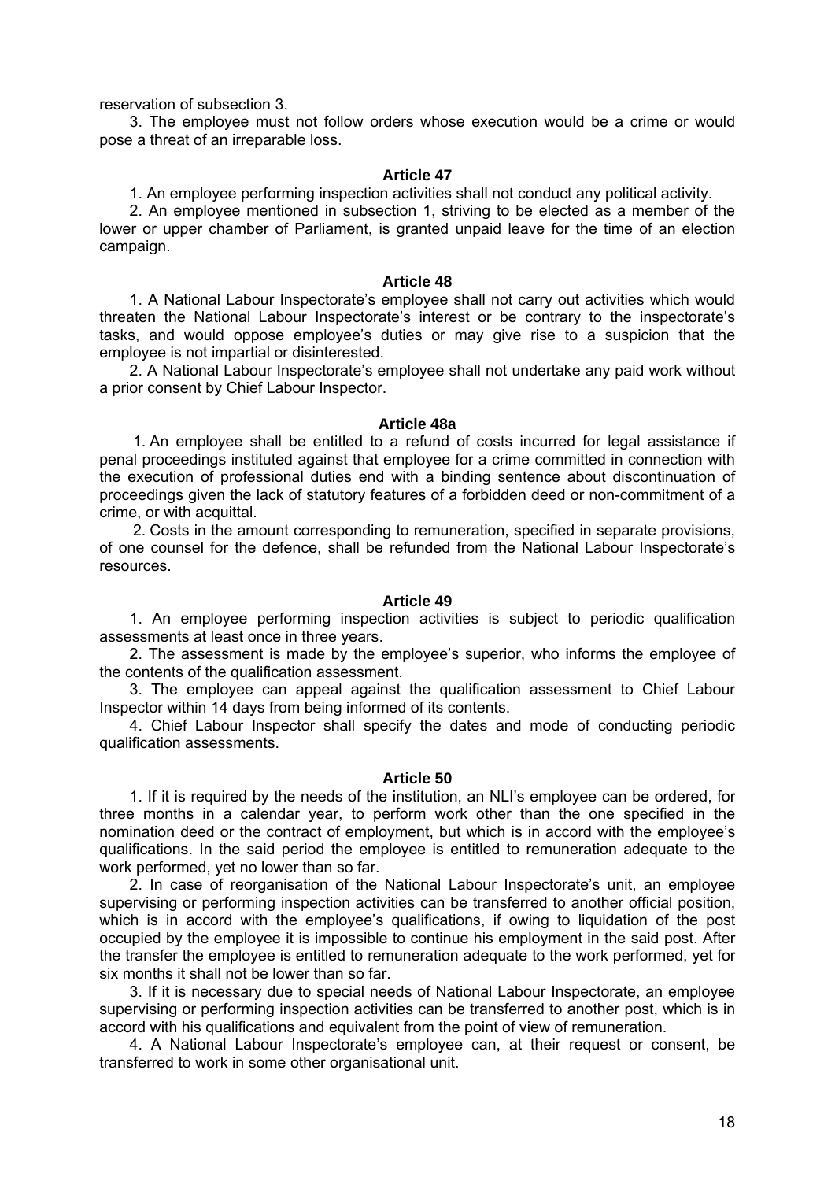reservation of subsection 3.

3. The employee must not follow orders whose execution would be a crime or would pose a threat of an irreparable loss.

### Article 47

1. An employee performing inspection activities shall not conduct any political activity.

2. An employee mentioned in subsection 1, striving to be elected as a member of the lower or upper chamber of Parliament, is granted unpaid leave for the time of an election campaign.

### Article 48

1. A National Labour Inspectorate's employee shall not carry out activities which would threaten the National Labour Inspectorate's interest or be contrary to the inspectorate's tasks, and would oppose employee's duties or may give rise to a suspicion that the employee is not impartial or disinterested.

2. A National Labour Inspectorate's employee shall not undertake any paid work without a prior consent by Chief Labour Inspector.

### Article 48a

1. An employee shall be entitled to a refund of costs incurred for legal assistance if penal proceedings instituted against that employee for a crime committed in connection with the execution of professional duties end with a binding sentence about discontinuation of proceedings given the lack of statutory features of a forbidden deed or non-commitment of a crime, or with acquittal.

2. Costs in the amount corresponding to remuneration, specified in separate provisions, of one counsel for the defence, shall be refunded from the National Labour Inspectorate's resources.

### Article 49

1. An employee performing inspection activities is subject to periodic qualification assessments at least once in three years.

2. The assessment is made by the employee's superior, who informs the employee of the contents of the qualification assessment.

3. The employee can appeal against the qualification assessment to Chief Labour Inspector within 14 days from being informed of its contents.

4. Chief Labour Inspector shall specify the dates and mode of conducting periodic qualification assessments.

### Article 50

1. If it is required by the needs of the institution, an NLI's employee can be ordered, for three months in a calendar year, to perform work other than the one specified in the nomination deed or the contract of employment, but which is in accord with the employee's qualifications. In the said period the employee is entitled to remuneration adequate to the work performed, yet no lower than so far.

2. In case of reorganisation of the National Labour Inspectorate's unit, an employee supervising or performing inspection activities can be transferred to another official position, which is in accord with the employee's qualifications, if owing to liquidation of the post occupied by the employee it is impossible to continue his employment in the said post. After the transfer the employee is entitled to remuneration adequate to the work performed, yet for six months it shall not be lower than so far.

3. If it is necessary due to special needs of National Labour Inspectorate, an employee supervising or performing inspection activities can be transferred to another post, which is in accord with his qualifications and equivalent from the point of view of remuneration.

4. A National Labour Inspectorate's employee can, at their request or consent, be transferred to work in some other organisational unit.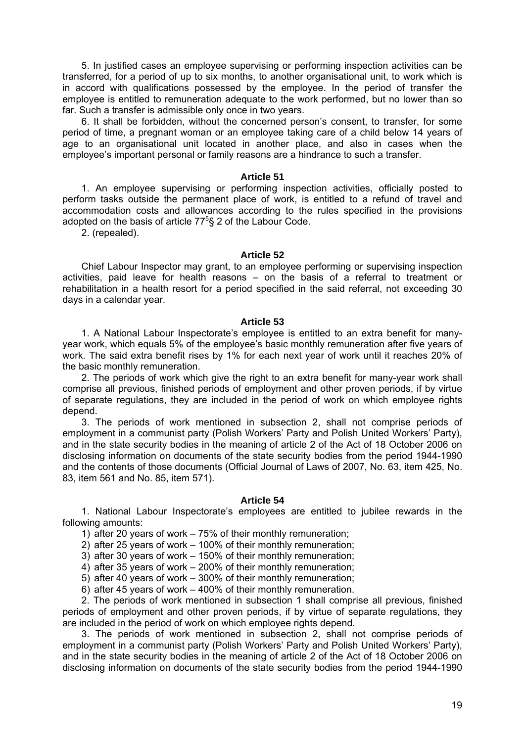5. In justified cases an employee supervising or performing inspection activities can be transferred, for a period of up to six months, to another organisational unit, to work which is in accord with qualifications possessed by the employee. In the period of transfer the employee is entitled to remuneration adequate to the work performed, but no lower than so far. Such a transfer is admissible only once in two years.

6. It shall be forbidden, without the concerned person's consent, to transfer, for some period of time, a pregnant woman or an employee taking care of a child below 14 years of age to an organisational unit located in another place, and also in cases when the employee's important personal or family reasons are a hindrance to such a transfer.

### Article 51

1. An employee supervising or performing inspection activities, officially posted to perform tasks outside the permanent place of work, is entitled to a refund of travel and accommodation costs and allowances according to the rules specified in the provisions adopted on the basis of article $77^5$§ 2 of the Labour Code.

2. (repealed).

### Article 52

Chief Labour Inspector may grant, to an employee performing or supervising inspection activities, paid leave for health reasons – on the basis of a referral to treatment or rehabilitation in a health resort for a period specified in the said referral, not exceeding 30 days in a calendar year.

### Article 53

1. A National Labour Inspectorate's employee is entitled to an extra benefit for many-year work, which equals 5% of the employee's basic monthly remuneration after five years of work. The said extra benefit rises by 1% for each next year of work until it reaches 20% of the basic monthly remuneration.

2. The periods of work which give the right to an extra benefit for many-year work shall comprise all previous, finished periods of employment and other proven periods, if by virtue of separate regulations, they are included in the period of work on which employee rights depend.

3. The periods of work mentioned in subsection 2, shall not comprise periods of employment in a communist party (Polish Workers' Party and Polish United Workers' Party), and in the state security bodies in the meaning of article 2 of the Act of 18 October 2006 on disclosing information on documents of the state security bodies from the period 1944-1990 and the contents of those documents (Official Journal of Laws of 2007, No. 63, item 425, No. 83, item 561 and No. 85, item 571).

### Article 54

1. National Labour Inspectorate's employees are entitled to jubilee rewards in the following amounts:

1) after 20 years of work – 75% of their monthly remuneration;
2) after 25 years of work – 100% of their monthly remuneration;
3) after 30 years of work – 150% of their monthly remuneration;
4) after 35 years of work – 200% of their monthly remuneration;
5) after 40 years of work – 300% of their monthly remuneration;
6) after 45 years of work – 400% of their monthly remuneration.

2. The periods of work mentioned in subsection 1 shall comprise all previous, finished periods of employment and other proven periods, if by virtue of separate regulations, they are included in the period of work on which employee rights depend.

3. The periods of work mentioned in subsection 2, shall not comprise periods of employment in a communist party (Polish Workers' Party and Polish United Workers' Party), and in the state security bodies in the meaning of article 2 of the Act of 18 October 2006 on disclosing information on documents of the state security bodies from the period 1944-1990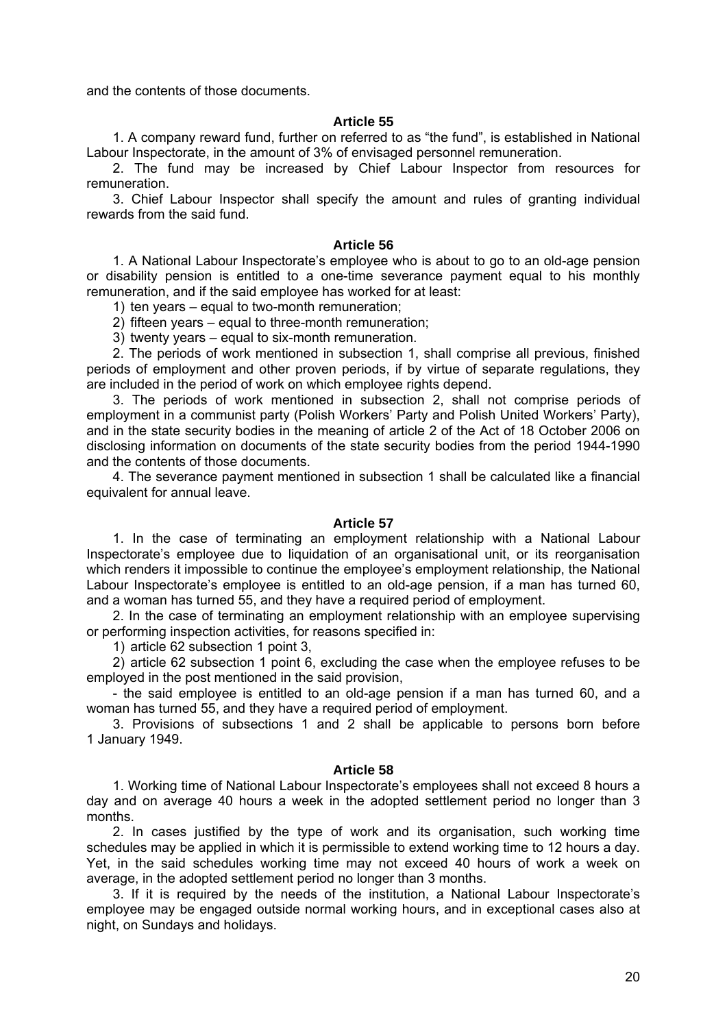and the contents of those documents.

### Article 55

1. A company reward fund, further on referred to as “the fund”, is established in National Labour Inspectorate, in the amount of 3% of envisaged personnel remuneration.

2. The fund may be increased by Chief Labour Inspector from resources for remuneration.

3. Chief Labour Inspector shall specify the amount and rules of granting individual rewards from the said fund.

### Article 56

1. A National Labour Inspectorate’s employee who is about to go to an old-age pension or disability pension is entitled to a one-time severance payment equal to his monthly remuneration, and if the said employee has worked for at least:

   1) ten years – equal to two-month remuneration;

   2) fifteen years – equal to three-month remuneration;

   3) twenty years – equal to six-month remuneration.

2. The periods of work mentioned in subsection 1, shall comprise all previous, finished periods of employment and other proven periods, if by virtue of separate regulations, they are included in the period of work on which employee rights depend.

3. The periods of work mentioned in subsection 2, shall not comprise periods of employment in a communist party (Polish Workers’ Party and Polish United Workers’ Party), and in the state security bodies in the meaning of article 2 of the Act of 18 October 2006 on disclosing information on documents of the state security bodies from the period 1944-1990 and the contents of those documents.

4. The severance payment mentioned in subsection 1 shall be calculated like a financial equivalent for annual leave.

### Article 57

1. In the case of terminating an employment relationship with a National Labour Inspectorate’s employee due to liquidation of an organisational unit, or its reorganisation which renders it impossible to continue the employee’s employment relationship, the National Labour Inspectorate’s employee is entitled to an old-age pension, if a man has turned 60, and a woman has turned 55, and they have a required period of employment.

2. In the case of terminating an employment relationship with an employee supervising or performing inspection activities, for reasons specified in:

   1) article 62 subsection 1 point 3,

   2) article 62 subsection 1 point 6, excluding the case when the employee refuses to be employed in the post mentioned in the said provision,

   - the said employee is entitled to an old-age pension if a man has turned 60, and a woman has turned 55, and they have a required period of employment.

3. Provisions of subsections 1 and 2 shall be applicable to persons born before 1 January 1949.

### Article 58

1. Working time of National Labour Inspectorate’s employees shall not exceed 8 hours a day and on average 40 hours a week in the adopted settlement period no longer than 3 months.

2. In cases justified by the type of work and its organisation, such working time schedules may be applied in which it is permissible to extend working time to 12 hours a day. Yet, in the said schedules working time may not exceed 40 hours of work a week on average, in the adopted settlement period no longer than 3 months.

3. If it is required by the needs of the institution, a National Labour Inspectorate’s employee may be engaged outside normal working hours, and in exceptional cases also at night, on Sundays and holidays.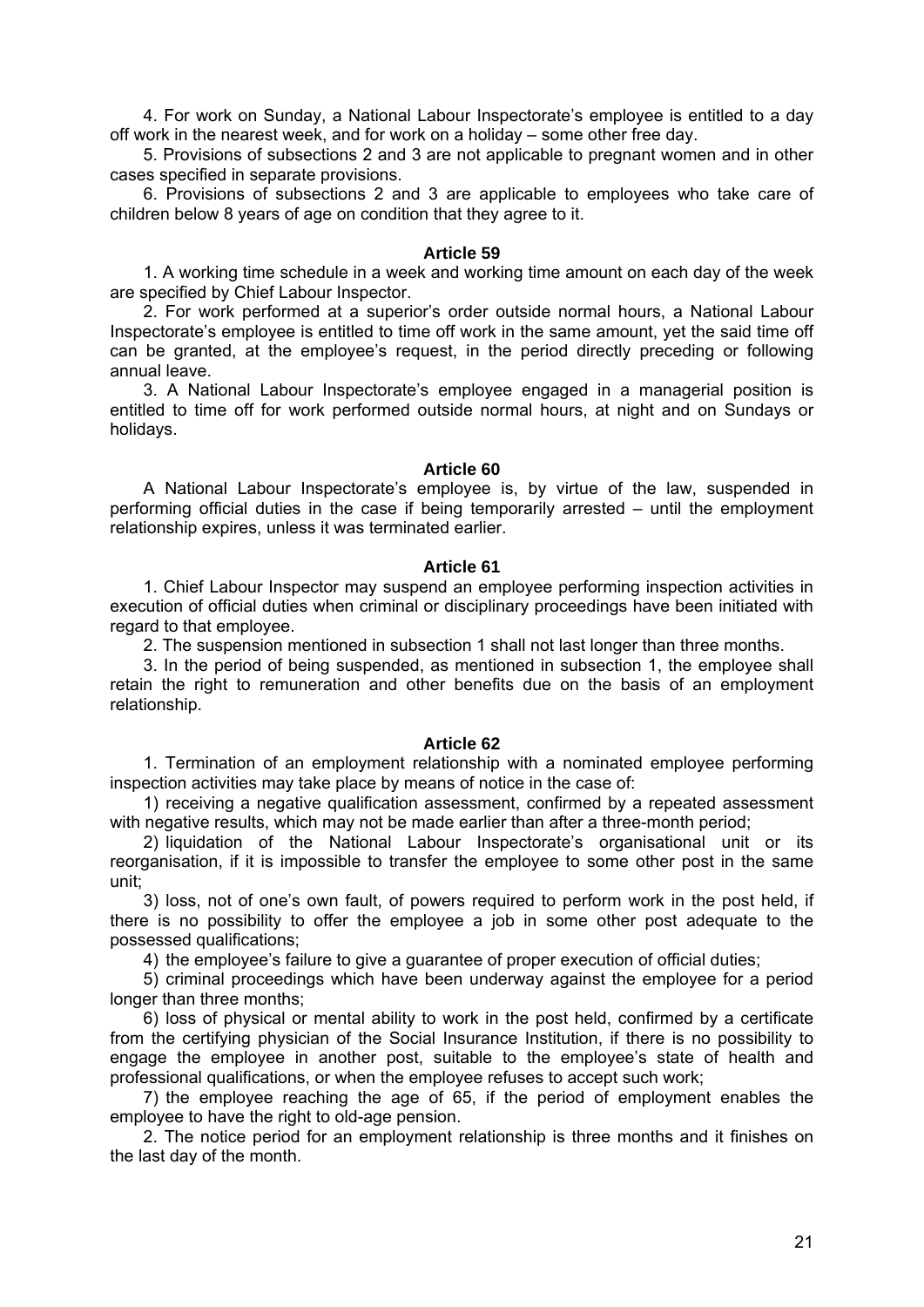4. For work on Sunday, a National Labour Inspectorate's employee is entitled to a day off work in the nearest week, and for work on a holiday – some other free day.

5. Provisions of subsections 2 and 3 are not applicable to pregnant women and in other cases specified in separate provisions.

6. Provisions of subsections 2 and 3 are applicable to employees who take care of children below 8 years of age on condition that they agree to it.

### Article 59

1. A working time schedule in a week and working time amount on each day of the week are specified by Chief Labour Inspector.

2. For work performed at a superior's order outside normal hours, a National Labour Inspectorate's employee is entitled to time off work in the same amount, yet the said time off can be granted, at the employee's request, in the period directly preceding or following annual leave.

3. A National Labour Inspectorate's employee engaged in a managerial position is entitled to time off for work performed outside normal hours, at night and on Sundays or holidays.

### Article 60

A National Labour Inspectorate's employee is, by virtue of the law, suspended in performing official duties in the case if being temporarily arrested – until the employment relationship expires, unless it was terminated earlier.

### Article 61

1. Chief Labour Inspector may suspend an employee performing inspection activities in execution of official duties when criminal or disciplinary proceedings have been initiated with regard to that employee.

2. The suspension mentioned in subsection 1 shall not last longer than three months.

3. In the period of being suspended, as mentioned in subsection 1, the employee shall retain the right to remuneration and other benefits due on the basis of an employment relationship.

### Article 62

1. Termination of an employment relationship with a nominated employee performing inspection activities may take place by means of notice in the case of:

1) receiving a negative qualification assessment, confirmed by a repeated assessment with negative results, which may not be made earlier than after a three-month period;

2) liquidation of the National Labour Inspectorate's organisational unit or its reorganisation, if it is impossible to transfer the employee to some other post in the same unit;

3) loss, not of one's own fault, of powers required to perform work in the post held, if there is no possibility to offer the employee a job in some other post adequate to the possessed qualifications;

4) the employee's failure to give a guarantee of proper execution of official duties;

5) criminal proceedings which have been underway against the employee for a period longer than three months;

6) loss of physical or mental ability to work in the post held, confirmed by a certificate from the certifying physician of the Social Insurance Institution, if there is no possibility to engage the employee in another post, suitable to the employee's state of health and professional qualifications, or when the employee refuses to accept such work;

7) the employee reaching the age of 65, if the period of employment enables the employee to have the right to old-age pension.

2. The notice period for an employment relationship is three months and it finishes on the last day of the month.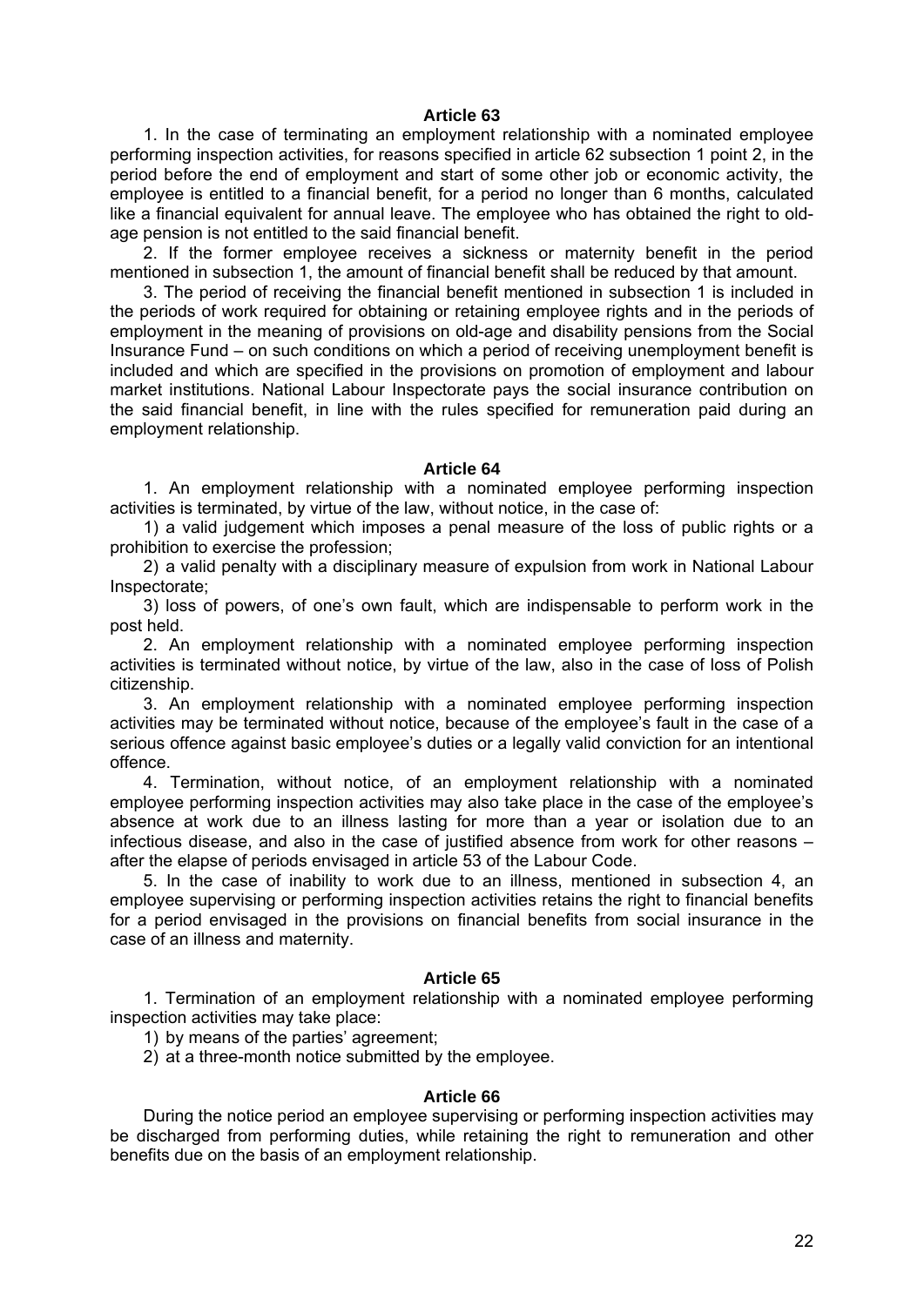### Article 63

1. In the case of terminating an employment relationship with a nominated employee performing inspection activities, for reasons specified in article 62 subsection 1 point 2, in the period before the end of employment and start of some other job or economic activity, the employee is entitled to a financial benefit, for a period no longer than 6 months, calculated like a financial equivalent for annual leave. The employee who has obtained the right to old-age pension is not entitled to the said financial benefit.

2. If the former employee receives a sickness or maternity benefit in the period mentioned in subsection 1, the amount of financial benefit shall be reduced by that amount.

3. The period of receiving the financial benefit mentioned in subsection 1 is included in the periods of work required for obtaining or retaining employee rights and in the periods of employment in the meaning of provisions on old-age and disability pensions from the Social Insurance Fund – on such conditions on which a period of receiving unemployment benefit is included and which are specified in the provisions on promotion of employment and labour market institutions. National Labour Inspectorate pays the social insurance contribution on the said financial benefit, in line with the rules specified for remuneration paid during an employment relationship.

### Article 64

1. An employment relationship with a nominated employee performing inspection activities is terminated, by virtue of the law, without notice, in the case of:

1) a valid judgement which imposes a penal measure of the loss of public rights or a prohibition to exercise the profession;

2) a valid penalty with a disciplinary measure of expulsion from work in National Labour Inspectorate;

3) loss of powers, of one's own fault, which are indispensable to perform work in the post held.

2. An employment relationship with a nominated employee performing inspection activities is terminated without notice, by virtue of the law, also in the case of loss of Polish citizenship.

3. An employment relationship with a nominated employee performing inspection activities may be terminated without notice, because of the employee's fault in the case of a serious offence against basic employee's duties or a legally valid conviction for an intentional offence.

4. Termination, without notice, of an employment relationship with a nominated employee performing inspection activities may also take place in the case of the employee's absence at work due to an illness lasting for more than a year or isolation due to an infectious disease, and also in the case of justified absence from work for other reasons – after the elapse of periods envisaged in article 53 of the Labour Code.

5. In the case of inability to work due to an illness, mentioned in subsection 4, an employee supervising or performing inspection activities retains the right to financial benefits for a period envisaged in the provisions on financial benefits from social insurance in the case of an illness and maternity.

### Article 65

1. Termination of an employment relationship with a nominated employee performing inspection activities may take place:

1) by means of the parties' agreement;

2) at a three-month notice submitted by the employee.

### Article 66

During the notice period an employee supervising or performing inspection activities may be discharged from performing duties, while retaining the right to remuneration and other benefits due on the basis of an employment relationship.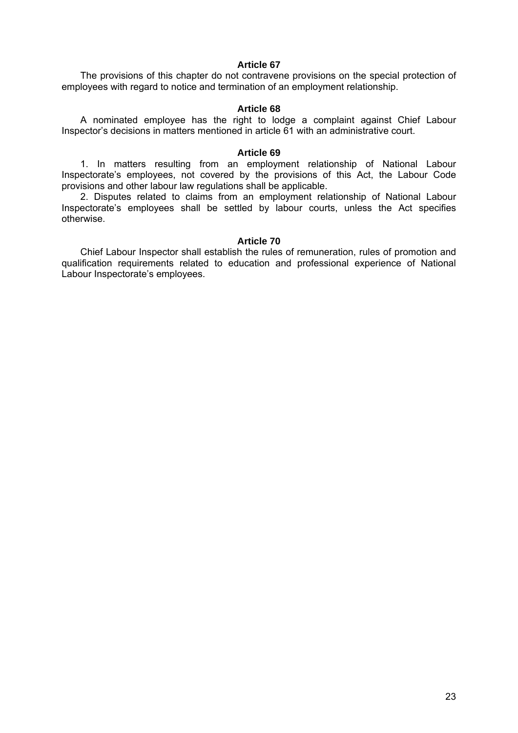### Article 67

The provisions of this chapter do not contravene provisions on the special protection of employees with regard to notice and termination of an employment relationship.

### Article 68

A nominated employee has the right to lodge a complaint against Chief Labour Inspector's decisions in matters mentioned in article 61 with an administrative court.

### Article 69

1. In matters resulting from an employment relationship of National Labour Inspectorate's employees, not covered by the provisions of this Act, the Labour Code provisions and other labour law regulations shall be applicable.
2. Disputes related to claims from an employment relationship of National Labour Inspectorate's employees shall be settled by labour courts, unless the Act specifies otherwise.

### Article 70

Chief Labour Inspector shall establish the rules of remuneration, rules of promotion and qualification requirements related to education and professional experience of National Labour Inspectorate's employees.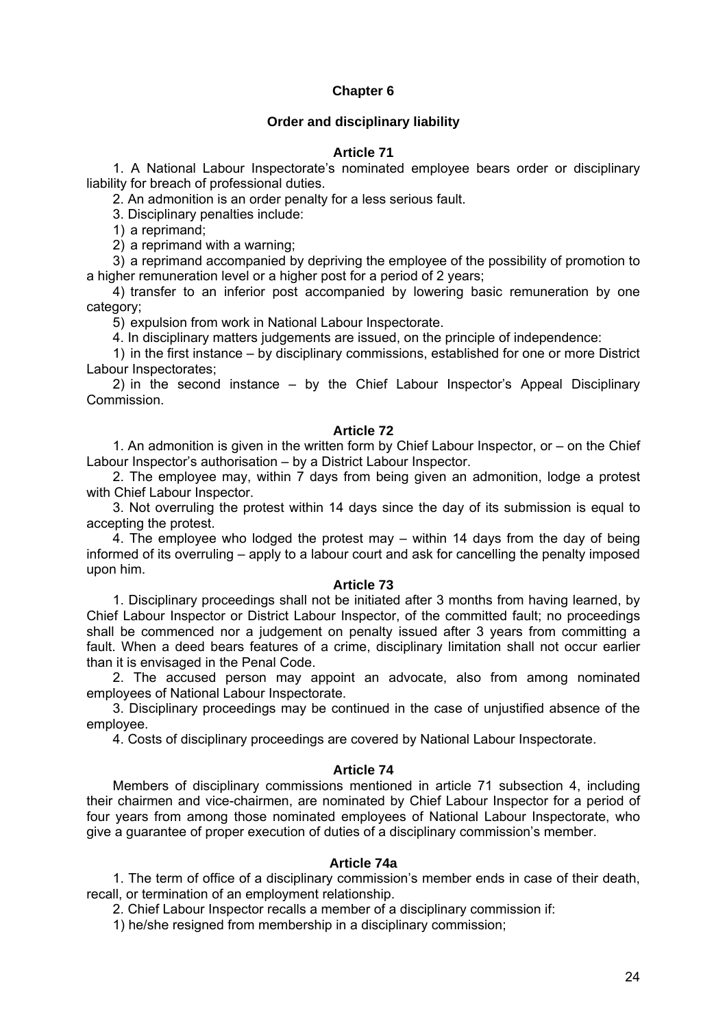## Chapter 6

### Order and disciplinary liability

#### Article 71

1. A National Labour Inspectorate's nominated employee bears order or disciplinary liability for breach of professional duties.

2. An admonition is an order penalty for a less serious fault.

3. Disciplinary penalties include:

1) a reprimand;

2) a reprimand with a warning;

3) a reprimand accompanied by depriving the employee of the possibility of promotion to a higher remuneration level or a higher post for a period of 2 years;

4) transfer to an inferior post accompanied by lowering basic remuneration by one category;

5) expulsion from work in National Labour Inspectorate.

4. In disciplinary matters judgements are issued, on the principle of independence:

1) in the first instance – by disciplinary commissions, established for one or more District Labour Inspectorates;

2) in the second instance – by the Chief Labour Inspector's Appeal Disciplinary Commission.

#### Article 72

1. An admonition is given in the written form by Chief Labour Inspector, or – on the Chief Labour Inspector's authorisation – by a District Labour Inspector.

2. The employee may, within 7 days from being given an admonition, lodge a protest with Chief Labour Inspector.

3. Not overruling the protest within 14 days since the day of its submission is equal to accepting the protest.

4. The employee who lodged the protest may – within 14 days from the day of being informed of its overruling – apply to a labour court and ask for cancelling the penalty imposed upon him.

#### Article 73

1. Disciplinary proceedings shall not be initiated after 3 months from having learned, by Chief Labour Inspector or District Labour Inspector, of the committed fault; no proceedings shall be commenced nor a judgement on penalty issued after 3 years from committing a fault. When a deed bears features of a crime, disciplinary limitation shall not occur earlier than it is envisaged in the Penal Code.

2. The accused person may appoint an advocate, also from among nominated employees of National Labour Inspectorate.

3. Disciplinary proceedings may be continued in the case of unjustified absence of the employee.

4. Costs of disciplinary proceedings are covered by National Labour Inspectorate.

#### Article 74

Members of disciplinary commissions mentioned in article 71 subsection 4, including their chairmen and vice-chairmen, are nominated by Chief Labour Inspector for a period of four years from among those nominated employees of National Labour Inspectorate, who give a guarantee of proper execution of duties of a disciplinary commission's member.

#### Article 74a

1. The term of office of a disciplinary commission's member ends in case of their death, recall, or termination of an employment relationship.

2. Chief Labour Inspector recalls a member of a disciplinary commission if:

1) he/she resigned from membership in a disciplinary commission;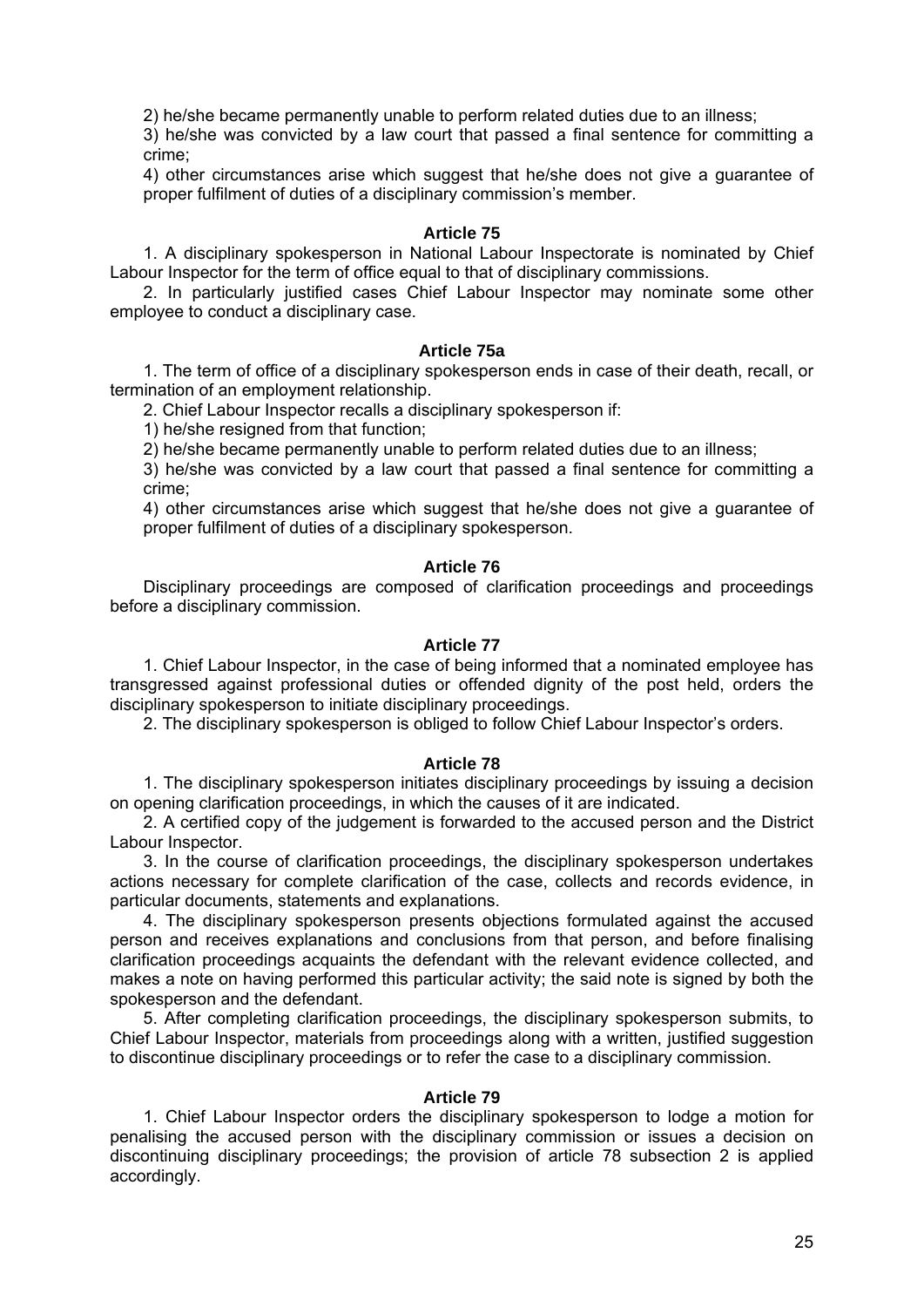2) he/she became permanently unable to perform related duties due to an illness;

3) he/she was convicted by a law court that passed a final sentence for committing a crime;

4) other circumstances arise which suggest that he/she does not give a guarantee of proper fulfilment of duties of a disciplinary commission's member.

#### Article 75

1. A disciplinary spokesperson in National Labour Inspectorate is nominated by Chief Labour Inspector for the term of office equal to that of disciplinary commissions.

2. In particularly justified cases Chief Labour Inspector may nominate some other employee to conduct a disciplinary case.

#### Article 75a

1. The term of office of a disciplinary spokesperson ends in case of their death, recall, or termination of an employment relationship.

2. Chief Labour Inspector recalls a disciplinary spokesperson if:

1) he/she resigned from that function;

2) he/she became permanently unable to perform related duties due to an illness;

3) he/she was convicted by a law court that passed a final sentence for committing a crime;

4) other circumstances arise which suggest that he/she does not give a guarantee of proper fulfilment of duties of a disciplinary spokesperson.

#### Article 76

Disciplinary proceedings are composed of clarification proceedings and proceedings before a disciplinary commission.

#### Article 77

1. Chief Labour Inspector, in the case of being informed that a nominated employee has transgressed against professional duties or offended dignity of the post held, orders the disciplinary spokesperson to initiate disciplinary proceedings.

2. The disciplinary spokesperson is obliged to follow Chief Labour Inspector's orders.

#### Article 78

1. The disciplinary spokesperson initiates disciplinary proceedings by issuing a decision on opening clarification proceedings, in which the causes of it are indicated.

2. A certified copy of the judgement is forwarded to the accused person and the District Labour Inspector.

3. In the course of clarification proceedings, the disciplinary spokesperson undertakes actions necessary for complete clarification of the case, collects and records evidence, in particular documents, statements and explanations.

4. The disciplinary spokesperson presents objections formulated against the accused person and receives explanations and conclusions from that person, and before finalising clarification proceedings acquaints the defendant with the relevant evidence collected, and makes a note on having performed this particular activity; the said note is signed by both the spokesperson and the defendant.

5. After completing clarification proceedings, the disciplinary spokesperson submits, to Chief Labour Inspector, materials from proceedings along with a written, justified suggestion to discontinue disciplinary proceedings or to refer the case to a disciplinary commission.

#### Article 79

1. Chief Labour Inspector orders the disciplinary spokesperson to lodge a motion for penalising the accused person with the disciplinary commission or issues a decision on discontinuing disciplinary proceedings; the provision of article 78 subsection 2 is applied accordingly.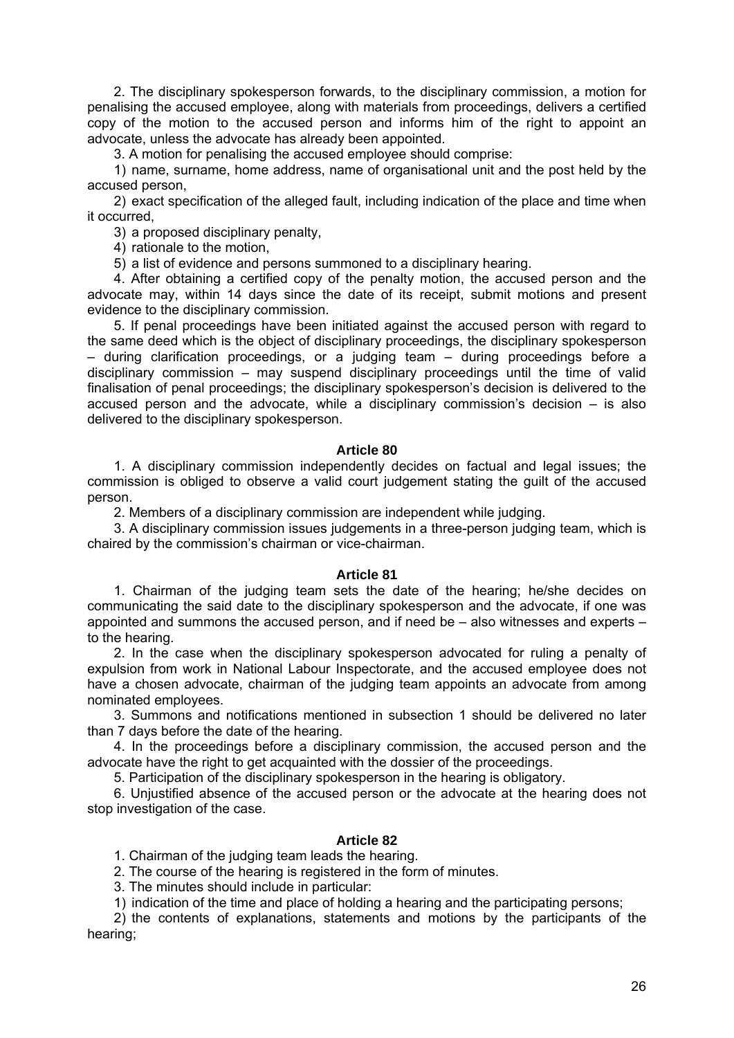2. The disciplinary spokesperson forwards, to the disciplinary commission, a motion for penalising the accused employee, along with materials from proceedings, delivers a certified copy of the motion to the accused person and informs him of the right to appoint an advocate, unless the advocate has already been appointed.

3. A motion for penalising the accused employee should comprise:

1) name, surname, home address, name of organisational unit and the post held by the accused person,

2) exact specification of the alleged fault, including indication of the place and time when it occurred,

3) a proposed disciplinary penalty,

4) rationale to the motion,

5) a list of evidence and persons summoned to a disciplinary hearing.

4. After obtaining a certified copy of the penalty motion, the accused person and the advocate may, within 14 days since the date of its receipt, submit motions and present evidence to the disciplinary commission.

5. If penal proceedings have been initiated against the accused person with regard to the same deed which is the object of disciplinary proceedings, the disciplinary spokesperson – during clarification proceedings, or a judging team – during proceedings before a disciplinary commission – may suspend disciplinary proceedings until the time of valid finalisation of penal proceedings; the disciplinary spokesperson's decision is delivered to the accused person and the advocate, while a disciplinary commission's decision – is also delivered to the disciplinary spokesperson.

#### Article 80

1. A disciplinary commission independently decides on factual and legal issues; the commission is obliged to observe a valid court judgement stating the guilt of the accused person.

2. Members of a disciplinary commission are independent while judging.

3. A disciplinary commission issues judgements in a three-person judging team, which is chaired by the commission's chairman or vice-chairman.

#### Article 81

1. Chairman of the judging team sets the date of the hearing; he/she decides on communicating the said date to the disciplinary spokesperson and the advocate, if one was appointed and summons the accused person, and if need be – also witnesses and experts – to the hearing.

2. In the case when the disciplinary spokesperson advocated for ruling a penalty of expulsion from work in National Labour Inspectorate, and the accused employee does not have a chosen advocate, chairman of the judging team appoints an advocate from among nominated employees.

3. Summons and notifications mentioned in subsection 1 should be delivered no later than 7 days before the date of the hearing.

4. In the proceedings before a disciplinary commission, the accused person and the advocate have the right to get acquainted with the dossier of the proceedings.

5. Participation of the disciplinary spokesperson in the hearing is obligatory.

6. Unjustified absence of the accused person or the advocate at the hearing does not stop investigation of the case.

#### Article 82

1. Chairman of the judging team leads the hearing.

2. The course of the hearing is registered in the form of minutes.

3. The minutes should include in particular:

1) indication of the time and place of holding a hearing and the participating persons;

2) the contents of explanations, statements and motions by the participants of the hearing;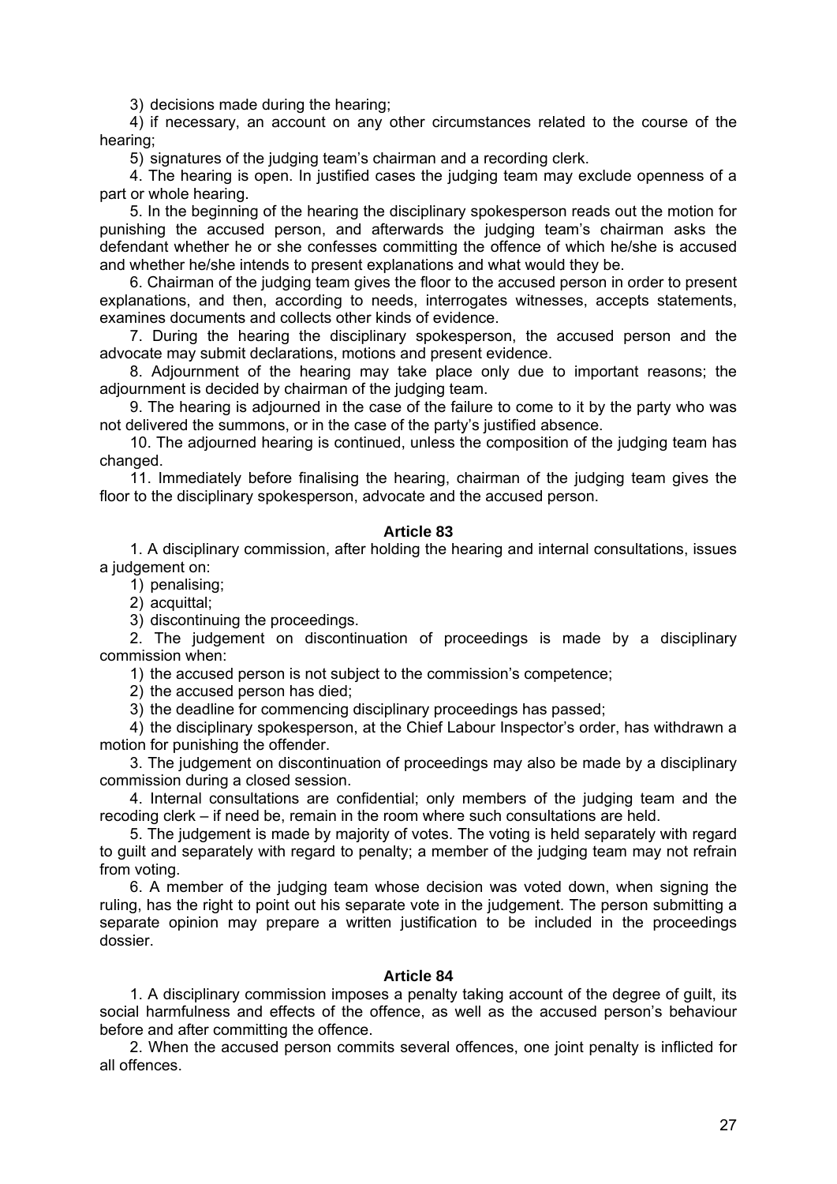3) decisions made during the hearing;

4) if necessary, an account on any other circumstances related to the course of the hearing;

5) signatures of the judging team's chairman and a recording clerk.

4. The hearing is open. In justified cases the judging team may exclude openness of a part or whole hearing.

5. In the beginning of the hearing the disciplinary spokesperson reads out the motion for punishing the accused person, and afterwards the judging team's chairman asks the defendant whether he or she confesses committing the offence of which he/she is accused and whether he/she intends to present explanations and what would they be.

6. Chairman of the judging team gives the floor to the accused person in order to present explanations, and then, according to needs, interrogates witnesses, accepts statements, examines documents and collects other kinds of evidence.

7. During the hearing the disciplinary spokesperson, the accused person and the advocate may submit declarations, motions and present evidence.

8. Adjournment of the hearing may take place only due to important reasons; the adjournment is decided by chairman of the judging team.

9. The hearing is adjourned in the case of the failure to come to it by the party who was not delivered the summons, or in the case of the party's justified absence.

10. The adjourned hearing is continued, unless the composition of the judging team has changed.

11. Immediately before finalising the hearing, chairman of the judging team gives the floor to the disciplinary spokesperson, advocate and the accused person.

### Article 83

1. A disciplinary commission, after holding the hearing and internal consultations, issues a judgement on:

1) penalising;

2) acquittal;

3) discontinuing the proceedings.

2. The judgement on discontinuation of proceedings is made by a disciplinary commission when:

1) the accused person is not subject to the commission's competence;

2) the accused person has died;

3) the deadline for commencing disciplinary proceedings has passed;

4) the disciplinary spokesperson, at the Chief Labour Inspector's order, has withdrawn a motion for punishing the offender.

3. The judgement on discontinuation of proceedings may also be made by a disciplinary commission during a closed session.

4. Internal consultations are confidential; only members of the judging team and the recoding clerk – if need be, remain in the room where such consultations are held.

5. The judgement is made by majority of votes. The voting is held separately with regard to guilt and separately with regard to penalty; a member of the judging team may not refrain from voting.

6. A member of the judging team whose decision was voted down, when signing the ruling, has the right to point out his separate vote in the judgement. The person submitting a separate opinion may prepare a written justification to be included in the proceedings dossier.

### Article 84

1. A disciplinary commission imposes a penalty taking account of the degree of guilt, its social harmfulness and effects of the offence, as well as the accused person's behaviour before and after committing the offence.

2. When the accused person commits several offences, one joint penalty is inflicted for all offences.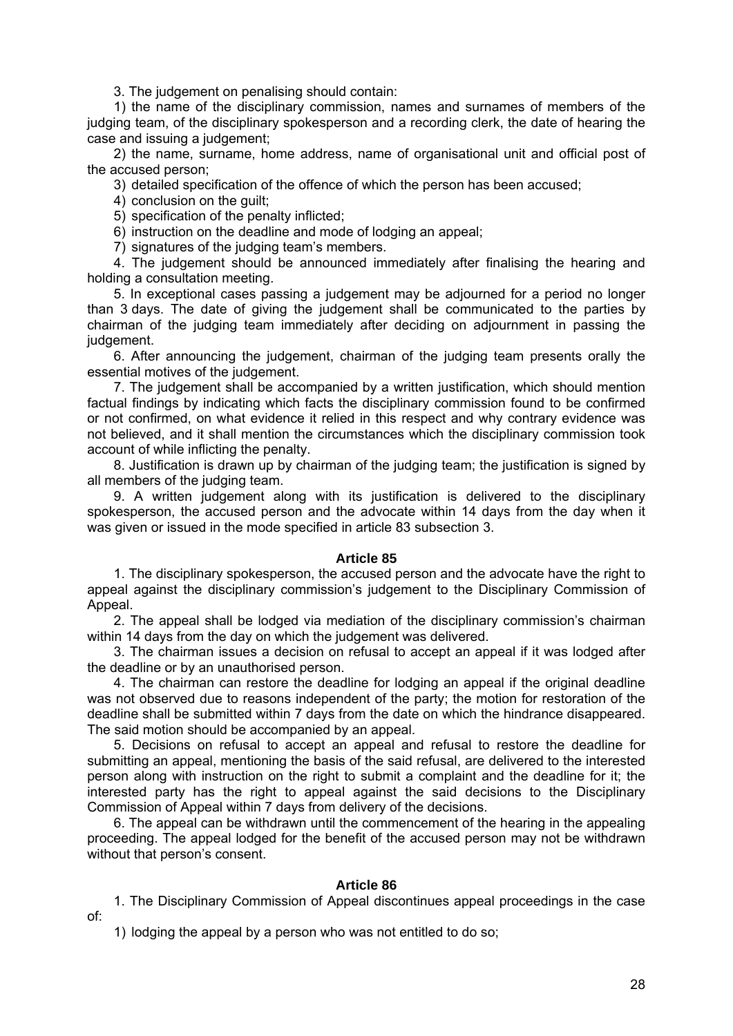3. The judgement on penalising should contain:

1) the name of the disciplinary commission, names and surnames of members of the judging team, of the disciplinary spokesperson and a recording clerk, the date of hearing the case and issuing a judgement;

2) the name, surname, home address, name of organisational unit and official post of the accused person;

3) detailed specification of the offence of which the person has been accused;

4) conclusion on the guilt;

5) specification of the penalty inflicted;

6) instruction on the deadline and mode of lodging an appeal;

7) signatures of the judging team's members.

4. The judgement should be announced immediately after finalising the hearing and holding a consultation meeting.

5. In exceptional cases passing a judgement may be adjourned for a period no longer than 3 days. The date of giving the judgement shall be communicated to the parties by chairman of the judging team immediately after deciding on adjournment in passing the judgement.

6. After announcing the judgement, chairman of the judging team presents orally the essential motives of the judgement.

7. The judgement shall be accompanied by a written justification, which should mention factual findings by indicating which facts the disciplinary commission found to be confirmed or not confirmed, on what evidence it relied in this respect and why contrary evidence was not believed, and it shall mention the circumstances which the disciplinary commission took account of while inflicting the penalty.

8. Justification is drawn up by chairman of the judging team; the justification is signed by all members of the judging team.

9. A written judgement along with its justification is delivered to the disciplinary spokesperson, the accused person and the advocate within 14 days from the day when it was given or issued in the mode specified in article 83 subsection 3.

### Article 85

1. The disciplinary spokesperson, the accused person and the advocate have the right to appeal against the disciplinary commission's judgement to the Disciplinary Commission of Appeal.

2. The appeal shall be lodged via mediation of the disciplinary commission's chairman within 14 days from the day on which the judgement was delivered.

3. The chairman issues a decision on refusal to accept an appeal if it was lodged after the deadline or by an unauthorised person.

4. The chairman can restore the deadline for lodging an appeal if the original deadline was not observed due to reasons independent of the party; the motion for restoration of the deadline shall be submitted within 7 days from the date on which the hindrance disappeared. The said motion should be accompanied by an appeal.

5. Decisions on refusal to accept an appeal and refusal to restore the deadline for submitting an appeal, mentioning the basis of the said refusal, are delivered to the interested person along with instruction on the right to submit a complaint and the deadline for it; the interested party has the right to appeal against the said decisions to the Disciplinary Commission of Appeal within 7 days from delivery of the decisions.

6. The appeal can be withdrawn until the commencement of the hearing in the appealing proceeding. The appeal lodged for the benefit of the accused person may not be withdrawn without that person's consent.

### Article 86

1. The Disciplinary Commission of Appeal discontinues appeal proceedings in the case of:

1) lodging the appeal by a person who was not entitled to do so;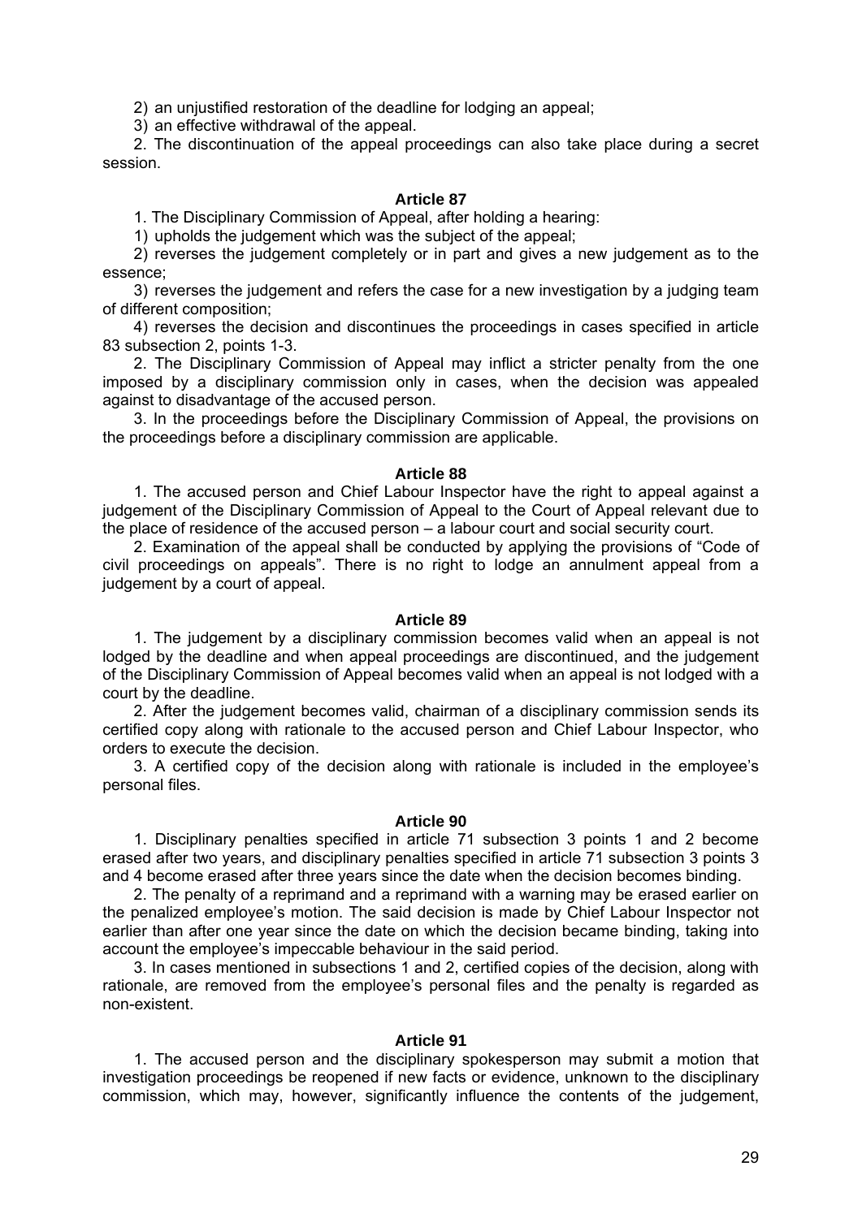2) an unjustified restoration of the deadline for lodging an appeal;

3) an effective withdrawal of the appeal.

2. The discontinuation of the appeal proceedings can also take place during a secret session.

### Article 87

1. The Disciplinary Commission of Appeal, after holding a hearing:

1) upholds the judgement which was the subject of the appeal;

2) reverses the judgement completely or in part and gives a new judgement as to the essence;

3) reverses the judgement and refers the case for a new investigation by a judging team of different composition;

4) reverses the decision and discontinues the proceedings in cases specified in article 83 subsection 2, points 1-3.

2. The Disciplinary Commission of Appeal may inflict a stricter penalty from the one imposed by a disciplinary commission only in cases, when the decision was appealed against to disadvantage of the accused person.

3. In the proceedings before the Disciplinary Commission of Appeal, the provisions on the proceedings before a disciplinary commission are applicable.

### Article 88

1. The accused person and Chief Labour Inspector have the right to appeal against a judgement of the Disciplinary Commission of Appeal to the Court of Appeal relevant due to the place of residence of the accused person – a labour court and social security court.

2. Examination of the appeal shall be conducted by applying the provisions of "Code of civil proceedings on appeals". There is no right to lodge an annulment appeal from a judgement by a court of appeal.

### Article 89

1. The judgement by a disciplinary commission becomes valid when an appeal is not lodged by the deadline and when appeal proceedings are discontinued, and the judgement of the Disciplinary Commission of Appeal becomes valid when an appeal is not lodged with a court by the deadline.

2. After the judgement becomes valid, chairman of a disciplinary commission sends its certified copy along with rationale to the accused person and Chief Labour Inspector, who orders to execute the decision.

3. A certified copy of the decision along with rationale is included in the employee's personal files.

### Article 90

1. Disciplinary penalties specified in article 71 subsection 3 points 1 and 2 become erased after two years, and disciplinary penalties specified in article 71 subsection 3 points 3 and 4 become erased after three years since the date when the decision becomes binding.

2. The penalty of a reprimand and a reprimand with a warning may be erased earlier on the penalized employee's motion. The said decision is made by Chief Labour Inspector not earlier than after one year since the date on which the decision became binding, taking into account the employee's impeccable behaviour in the said period.

3. In cases mentioned in subsections 1 and 2, certified copies of the decision, along with rationale, are removed from the employee's personal files and the penalty is regarded as non-existent.

### Article 91

1. The accused person and the disciplinary spokesperson may submit a motion that investigation proceedings be reopened if new facts or evidence, unknown to the disciplinary commission, which may, however, significantly influence the contents of the judgement,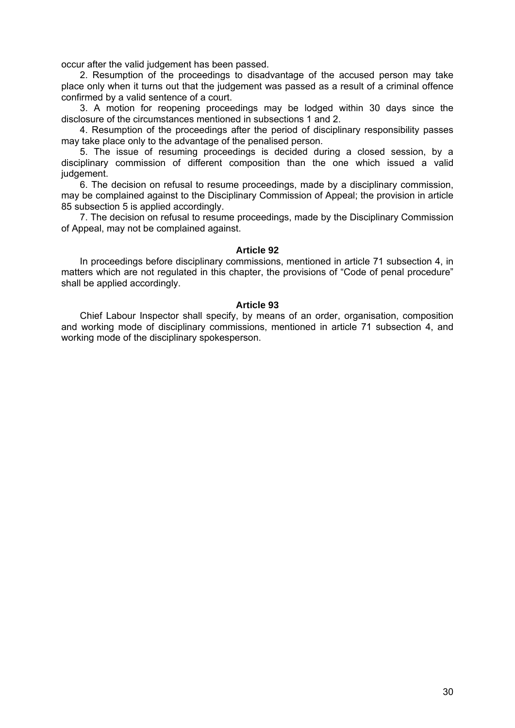occur after the valid judgement has been passed.

2. Resumption of the proceedings to disadvantage of the accused person may take place only when it turns out that the judgement was passed as a result of a criminal offence confirmed by a valid sentence of a court.

3. A motion for reopening proceedings may be lodged within 30 days since the disclosure of the circumstances mentioned in subsections 1 and 2.

4. Resumption of the proceedings after the period of disciplinary responsibility passes may take place only to the advantage of the penalised person.

5. The issue of resuming proceedings is decided during a closed session, by a disciplinary commission of different composition than the one which issued a valid judgement.

6. The decision on refusal to resume proceedings, made by a disciplinary commission, may be complained against to the Disciplinary Commission of Appeal; the provision in article 85 subsection 5 is applied accordingly.

7. The decision on refusal to resume proceedings, made by the Disciplinary Commission of Appeal, may not be complained against.

#### Article 92

In proceedings before disciplinary commissions, mentioned in article 71 subsection 4, in matters which are not regulated in this chapter, the provisions of "Code of penal procedure" shall be applied accordingly.

#### Article 93

Chief Labour Inspector shall specify, by means of an order, organisation, composition and working mode of disciplinary commissions, mentioned in article 71 subsection 4, and working mode of the disciplinary spokesperson.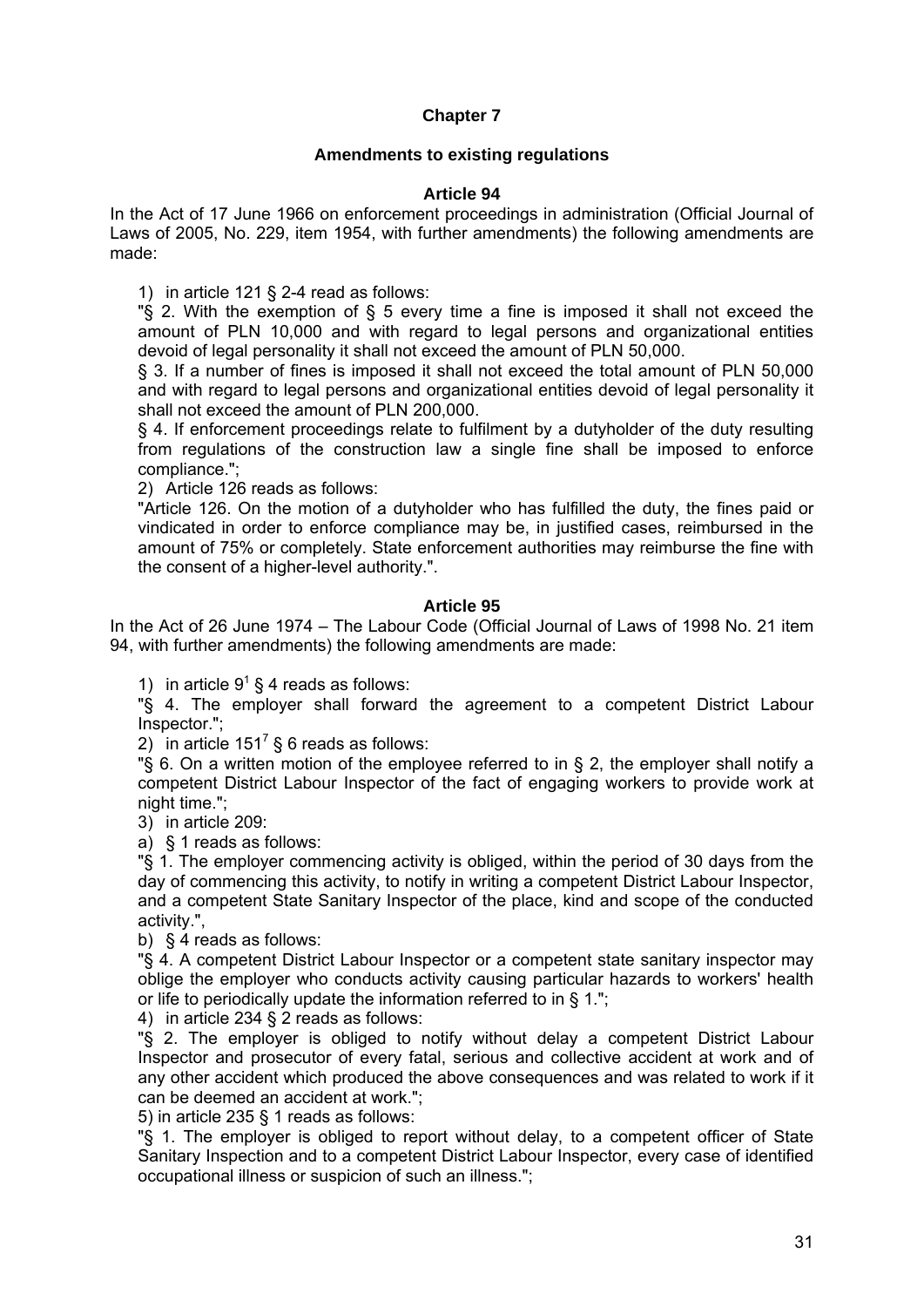## Chapter 7

### Amendments to existing regulations

#### Article 94

In the Act of 17 June 1966 on enforcement proceedings in administration (Official Journal of Laws of 2005, No. 229, item 1954, with further amendments) the following amendments are made:

1) in article 121 § 2-4 read as follows:

"§ 2. With the exemption of § 5 every time a fine is imposed it shall not exceed the amount of PLN 10,000 and with regard to legal persons and organizational entities devoid of legal personality it shall not exceed the amount of PLN 50,000.

§ 3. If a number of fines is imposed it shall not exceed the total amount of PLN 50,000 and with regard to legal persons and organizational entities devoid of legal personality it shall not exceed the amount of PLN 200,000.

§ 4. If enforcement proceedings relate to fulfilment by a dutyholder of the duty resulting from regulations of the construction law a single fine shall be imposed to enforce compliance.";

2) Article 126 reads as follows:

"Article 126. On the motion of a dutyholder who has fulfilled the duty, the fines paid or vindicated in order to enforce compliance may be, in justified cases, reimbursed in the amount of 75% or completely. State enforcement authorities may reimburse the fine with the consent of a higher-level authority.".

#### Article 95

In the Act of 26 June 1974 – The Labour Code (Official Journal of Laws of 1998 No. 21 item 94, with further amendments) the following amendments are made:

1) in article $9^1$ § 4 reads as follows:

"§ 4. The employer shall forward the agreement to a competent District Labour Inspector.";

2) in article $151^7$ § 6 reads as follows:

"§ 6. On a written motion of the employee referred to in § 2, the employer shall notify a competent District Labour Inspector of the fact of engaging workers to provide work at night time.";

3) in article 209:

a) § 1 reads as follows:

"§ 1. The employer commencing activity is obliged, within the period of 30 days from the day of commencing this activity, to notify in writing a competent District Labour Inspector, and a competent State Sanitary Inspector of the place, kind and scope of the conducted activity.",

b) § 4 reads as follows:

"§ 4. A competent District Labour Inspector or a competent state sanitary inspector may oblige the employer who conducts activity causing particular hazards to workers' health or life to periodically update the information referred to in § 1.";

4) in article 234 § 2 reads as follows:

"§ 2. The employer is obliged to notify without delay a competent District Labour Inspector and prosecutor of every fatal, serious and collective accident at work and of any other accident which produced the above consequences and was related to work if it can be deemed an accident at work.";

5) in article 235 § 1 reads as follows:

"§ 1. The employer is obliged to report without delay, to a competent officer of State Sanitary Inspection and to a competent District Labour Inspector, every case of identified occupational illness or suspicion of such an illness.";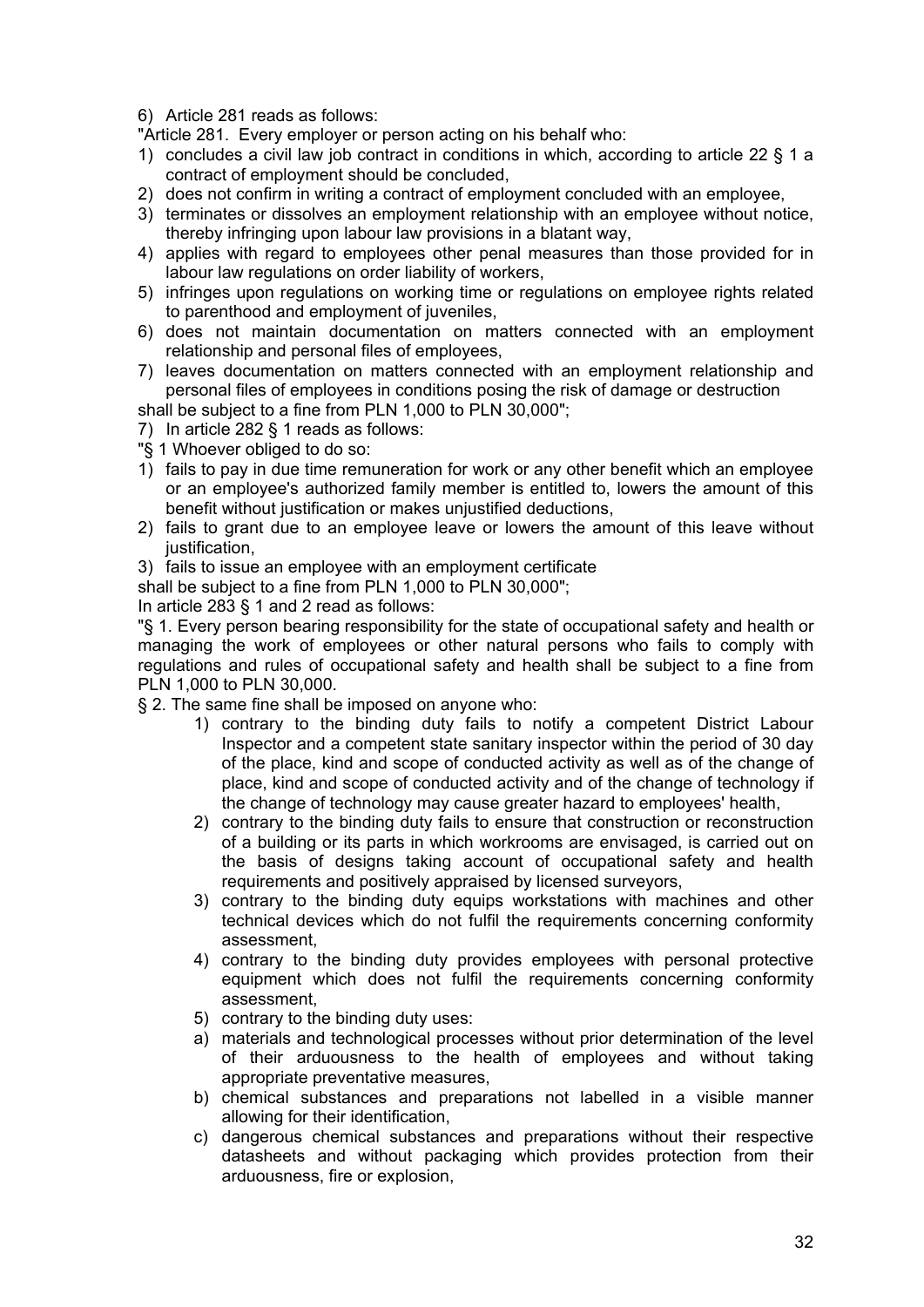6) Article 281 reads as follows:

"Article 281. Every employer or person acting on his behalf who:

1) concludes a civil law job contract in conditions in which, according to article 22 § 1 a contract of employment should be concluded,
2) does not confirm in writing a contract of employment concluded with an employee,
3) terminates or dissolves an employment relationship with an employee without notice, thereby infringing upon labour law provisions in a blatant way,
4) applies with regard to employees other penal measures than those provided for in labour law regulations on order liability of workers,
5) infringes upon regulations on working time or regulations on employee rights related to parenthood and employment of juveniles,
6) does not maintain documentation on matters connected with an employment relationship and personal files of employees,
7) leaves documentation on matters connected with an employment relationship and personal files of employees in conditions posing the risk of damage or destruction

shall be subject to a fine from PLN 1,000 to PLN 30,000";

7) In article 282 § 1 reads as follows:

"§ 1 Whoever obliged to do so:

1) fails to pay in due time remuneration for work or any other benefit which an employee or an employee's authorized family member is entitled to, lowers the amount of this benefit without justification or makes unjustified deductions,
2) fails to grant due to an employee leave or lowers the amount of this leave without justification,
3) fails to issue an employee with an employment certificate

shall be subject to a fine from PLN 1,000 to PLN 30,000";

In article 283 § 1 and 2 read as follows:

"§ 1. Every person bearing responsibility for the state of occupational safety and health or managing the work of employees or other natural persons who fails to comply with regulations and rules of occupational safety and health shall be subject to a fine from PLN 1,000 to PLN 30,000.

§ 2. The same fine shall be imposed on anyone who:

1) contrary to the binding duty fails to notify a competent District Labour Inspector and a competent state sanitary inspector within the period of 30 day of the place, kind and scope of conducted activity as well as of the change of place, kind and scope of conducted activity and of the change of technology if the change of technology may cause greater hazard to employees' health,
2) contrary to the binding duty fails to ensure that construction or reconstruction of a building or its parts in which workrooms are envisaged, is carried out on the basis of designs taking account of occupational safety and health requirements and positively appraised by licensed surveyors,
3) contrary to the binding duty equips workstations with machines and other technical devices which do not fulfil the requirements concerning conformity assessment,
4) contrary to the binding duty provides employees with personal protective equipment which does not fulfil the requirements concerning conformity assessment,
5) contrary to the binding duty uses:
   a) materials and technological processes without prior determination of the level of their arduousness to the health of employees and without taking appropriate preventative measures,
   b) chemical substances and preparations not labelled in a visible manner allowing for their identification,
   c) dangerous chemical substances and preparations without their respective datasheets and without packaging which provides protection from their arduousness, fire or explosion,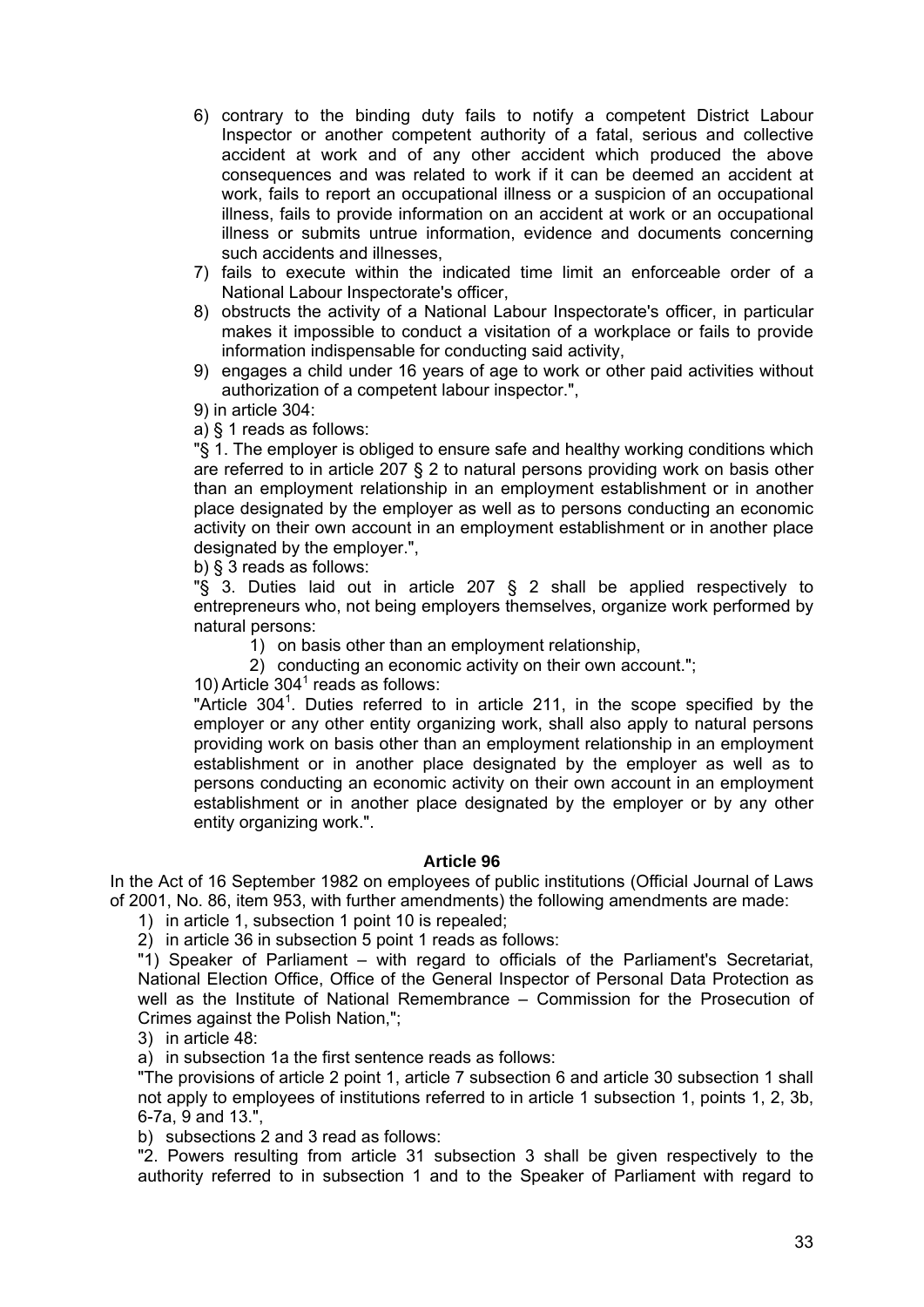6) contrary to the binding duty fails to notify a competent District Labour Inspector or another competent authority of a fatal, serious and collective accident at work and of any other accident which produced the above consequences and was related to work if it can be deemed an accident at work, fails to report an occupational illness or a suspicion of an occupational illness, fails to provide information on an accident at work or an occupational illness or submits untrue information, evidence and documents concerning such accidents and illnesses,
7) fails to execute within the indicated time limit an enforceable order of a National Labour Inspectorate's officer,
8) obstructs the activity of a National Labour Inspectorate's officer, in particular makes it impossible to conduct a visitation of a workplace or fails to provide information indispensable for conducting said activity,
9) engages a child under 16 years of age to work or other paid activities without authorization of a competent labour inspector.",

9) in article 304:

a) § 1 reads as follows:

"§ 1. The employer is obliged to ensure safe and healthy working conditions which are referred to in article 207 § 2 to natural persons providing work on basis other than an employment relationship in an employment establishment or in another place designated by the employer as well as to persons conducting an economic activity on their own account in an employment establishment or in another place designated by the employer.",

b) § 3 reads as follows:

"§ 3. Duties laid out in article 207 § 2 shall be applied respectively to entrepreneurs who, not being employers themselves, organize work performed by natural persons:

1) on basis other than an employment relationship,
2) conducting an economic activity on their own account.";

10) Article 304[1] reads as follows:

"Article 304[1]. Duties referred to in article 211, in the scope specified by the employer or any other entity organizing work, shall also apply to natural persons providing work on basis other than an employment relationship in an employment establishment or in another place designated by the employer as well as to persons conducting an economic activity on their own account in an employment establishment or in another place designated by the employer or by any other entity organizing work.".

**Article 96**

In the Act of 16 September 1982 on employees of public institutions (Official Journal of Laws of 2001, No. 86, item 953, with further amendments) the following amendments are made:

1) in article 1, subsection 1 point 10 is repealed;
2) in article 36 in subsection 5 point 1 reads as follows:

"1) Speaker of Parliament – with regard to officials of the Parliament's Secretariat, National Election Office, Office of the General Inspector of Personal Data Protection as well as the Institute of National Remembrance – Commission for the Prosecution of Crimes against the Polish Nation,";

3) in article 48:

a) in subsection 1a the first sentence reads as follows:

"The provisions of article 2 point 1, article 7 subsection 6 and article 30 subsection 1 shall not apply to employees of institutions referred to in article 1 subsection 1, points 1, 2, 3b, 6-7a, 9 and 13.",

b) subsections 2 and 3 read as follows:

"2. Powers resulting from article 31 subsection 3 shall be given respectively to the authority referred to in subsection 1 and to the Speaker of Parliament with regard to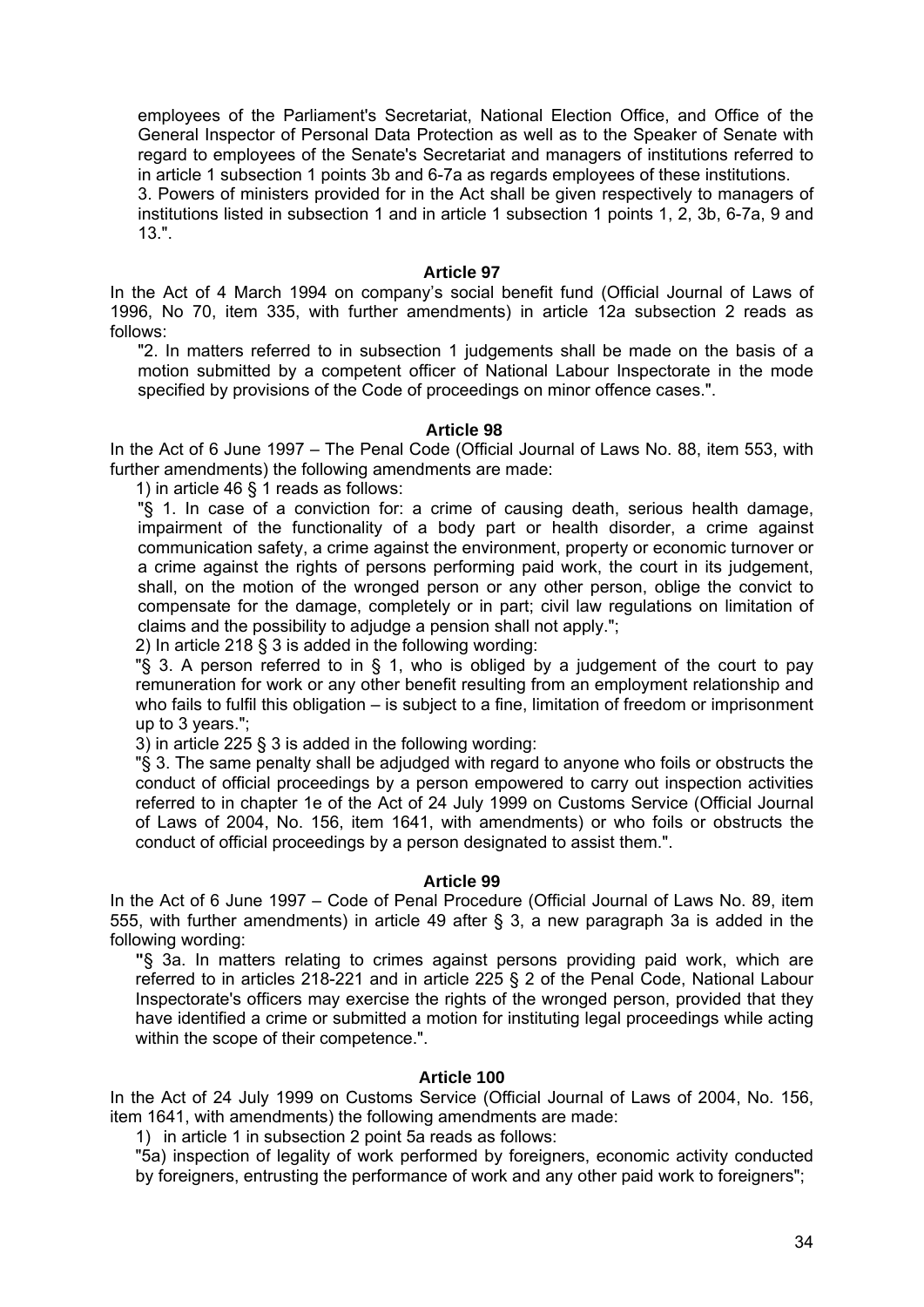employees of the Parliament's Secretariat, National Election Office, and Office of the General Inspector of Personal Data Protection as well as to the Speaker of Senate with regard to employees of the Senate's Secretariat and managers of institutions referred to in article 1 subsection 1 points 3b and 6-7a as regards employees of these institutions.

3. Powers of ministers provided for in the Act shall be given respectively to managers of institutions listed in subsection 1 and in article 1 subsection 1 points 1, 2, 3b, 6-7a, 9 and 13.".

### Article 97

In the Act of 4 March 1994 on company's social benefit fund (Official Journal of Laws of 1996, No 70, item 335, with further amendments) in article 12a subsection 2 reads as follows:

"2. In matters referred to in subsection 1 judgements shall be made on the basis of a motion submitted by a competent officer of National Labour Inspectorate in the mode specified by provisions of the Code of proceedings on minor offence cases.".

### Article 98

In the Act of 6 June 1997 – The Penal Code (Official Journal of Laws No. 88, item 553, with further amendments) the following amendments are made:

1) in article 46 § 1 reads as follows:

"§ 1. In case of a conviction for: a crime of causing death, serious health damage, impairment of the functionality of a body part or health disorder, a crime against communication safety, a crime against the environment, property or economic turnover or a crime against the rights of persons performing paid work, the court in its judgement, shall, on the motion of the wronged person or any other person, oblige the convict to compensate for the damage, completely or in part; civil law regulations on limitation of claims and the possibility to adjudge a pension shall not apply.";

2) In article 218 § 3 is added in the following wording:

"§ 3. A person referred to in § 1, who is obliged by a judgement of the court to pay remuneration for work or any other benefit resulting from an employment relationship and who fails to fulfil this obligation – is subject to a fine, limitation of freedom or imprisonment up to 3 years.";

3) in article 225 § 3 is added in the following wording:

"§ 3. The same penalty shall be adjudged with regard to anyone who foils or obstructs the conduct of official proceedings by a person empowered to carry out inspection activities referred to in chapter 1e of the Act of 24 July 1999 on Customs Service (Official Journal of Laws of 2004, No. 156, item 1641, with amendments) or who foils or obstructs the conduct of official proceedings by a person designated to assist them.".

### Article 99

In the Act of 6 June 1997 – Code of Penal Procedure (Official Journal of Laws No. 89, item 555, with further amendments) in article 49 after § 3, a new paragraph 3a is added in the following wording:

"§ 3a. In matters relating to crimes against persons providing paid work, which are referred to in articles 218-221 and in article 225 § 2 of the Penal Code, National Labour Inspectorate's officers may exercise the rights of the wronged person, provided that they have identified a crime or submitted a motion for instituting legal proceedings while acting within the scope of their competence.".

### Article 100

In the Act of 24 July 1999 on Customs Service (Official Journal of Laws of 2004, No. 156, item 1641, with amendments) the following amendments are made:

1) in article 1 in subsection 2 point 5a reads as follows:

"5a) inspection of legality of work performed by foreigners, economic activity conducted by foreigners, entrusting the performance of work and any other paid work to foreigners";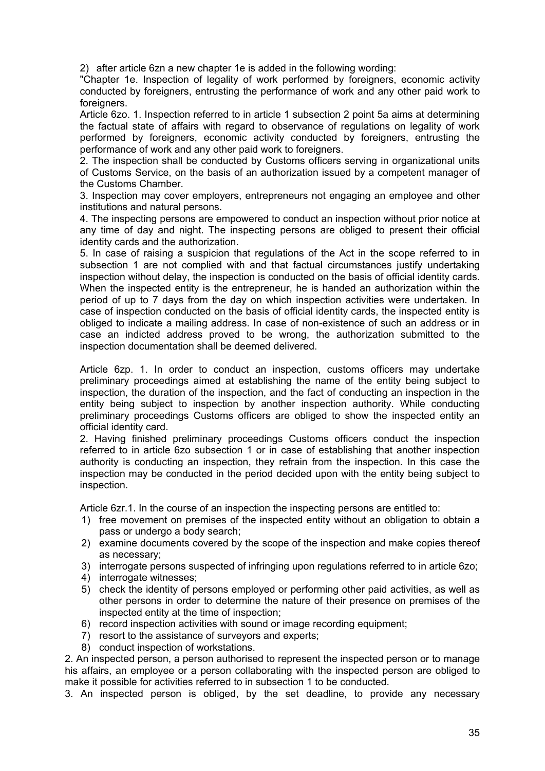2) after article 6zn a new chapter 1e is added in the following wording:

"Chapter 1e. Inspection of legality of work performed by foreigners, economic activity conducted by foreigners, entrusting the performance of work and any other paid work to foreigners.

Article 6zo. 1. Inspection referred to in article 1 subsection 2 point 5a aims at determining the factual state of affairs with regard to observance of regulations on legality of work performed by foreigners, economic activity conducted by foreigners, entrusting the performance of work and any other paid work to foreigners.

2. The inspection shall be conducted by Customs officers serving in organizational units of Customs Service, on the basis of an authorization issued by a competent manager of the Customs Chamber.

3. Inspection may cover employers, entrepreneurs not engaging an employee and other institutions and natural persons.

4. The inspecting persons are empowered to conduct an inspection without prior notice at any time of day and night. The inspecting persons are obliged to present their official identity cards and the authorization.

5. In case of raising a suspicion that regulations of the Act in the scope referred to in subsection 1 are not complied with and that factual circumstances justify undertaking inspection without delay, the inspection is conducted on the basis of official identity cards. When the inspected entity is the entrepreneur, he is handed an authorization within the period of up to 7 days from the day on which inspection activities were undertaken. In case of inspection conducted on the basis of official identity cards, the inspected entity is obliged to indicate a mailing address. In case of non-existence of such an address or in case an indicted address proved to be wrong, the authorization submitted to the inspection documentation shall be deemed delivered.

Article 6zp. 1. In order to conduct an inspection, customs officers may undertake preliminary proceedings aimed at establishing the name of the entity being subject to inspection, the duration of the inspection, and the fact of conducting an inspection in the entity being subject to inspection by another inspection authority. While conducting preliminary proceedings Customs officers are obliged to show the inspected entity an official identity card.

2. Having finished preliminary proceedings Customs officers conduct the inspection referred to in article 6zo subsection 1 or in case of establishing that another inspection authority is conducting an inspection, they refrain from the inspection. In this case the inspection may be conducted in the period decided upon with the entity being subject to inspection.

Article 6zr.1. In the course of an inspection the inspecting persons are entitled to:

1) free movement on premises of the inspected entity without an obligation to obtain a pass or undergo a body search;
2) examine documents covered by the scope of the inspection and make copies thereof as necessary;
3) interrogate persons suspected of infringing upon regulations referred to in article 6zo;
4) interrogate witnesses;
5) check the identity of persons employed or performing other paid activities, as well as other persons in order to determine the nature of their presence on premises of the inspected entity at the time of inspection;
6) record inspection activities with sound or image recording equipment;
7) resort to the assistance of surveyors and experts;
8) conduct inspection of workstations.

2. An inspected person, a person authorised to represent the inspected person or to manage his affairs, an employee or a person collaborating with the inspected person are obliged to make it possible for activities referred to in subsection 1 to be conducted.

3. An inspected person is obliged, by the set deadline, to provide any necessary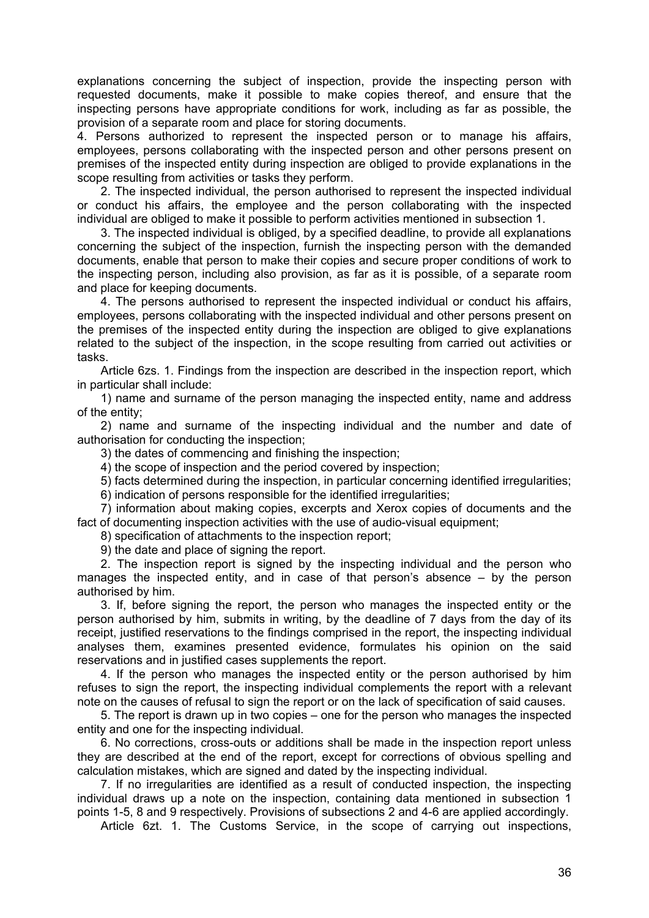explanations concerning the subject of inspection, provide the inspecting person with requested documents, make it possible to make copies thereof, and ensure that the inspecting persons have appropriate conditions for work, including as far as possible, the provision of a separate room and place for storing documents.

4. Persons authorized to represent the inspected person or to manage his affairs, employees, persons collaborating with the inspected person and other persons present on premises of the inspected entity during inspection are obliged to provide explanations in the scope resulting from activities or tasks they perform.

2. The inspected individual, the person authorised to represent the inspected individual or conduct his affairs, the employee and the person collaborating with the inspected individual are obliged to make it possible to perform activities mentioned in subsection 1.

3. The inspected individual is obliged, by a specified deadline, to provide all explanations concerning the subject of the inspection, furnish the inspecting person with the demanded documents, enable that person to make their copies and secure proper conditions of work to the inspecting person, including also provision, as far as it is possible, of a separate room and place for keeping documents.

4. The persons authorised to represent the inspected individual or conduct his affairs, employees, persons collaborating with the inspected individual and other persons present on the premises of the inspected entity during the inspection are obliged to give explanations related to the subject of the inspection, in the scope resulting from carried out activities or tasks.

Article 6zs. 1. Findings from the inspection are described in the inspection report, which in particular shall include:

1) name and surname of the person managing the inspected entity, name and address of the entity;

2) name and surname of the inspecting individual and the number and date of authorisation for conducting the inspection;

3) the dates of commencing and finishing the inspection;

4) the scope of inspection and the period covered by inspection;

5) facts determined during the inspection, in particular concerning identified irregularities;

6) indication of persons responsible for the identified irregularities;

7) information about making copies, excerpts and Xerox copies of documents and the fact of documenting inspection activities with the use of audio-visual equipment;

8) specification of attachments to the inspection report;

9) the date and place of signing the report.

2. The inspection report is signed by the inspecting individual and the person who manages the inspected entity, and in case of that person's absence – by the person authorised by him.

3. If, before signing the report, the person who manages the inspected entity or the person authorised by him, submits in writing, by the deadline of 7 days from the day of its receipt, justified reservations to the findings comprised in the report, the inspecting individual analyses them, examines presented evidence, formulates his opinion on the said reservations and in justified cases supplements the report.

4. If the person who manages the inspected entity or the person authorised by him refuses to sign the report, the inspecting individual complements the report with a relevant note on the causes of refusal to sign the report or on the lack of specification of said causes.

5. The report is drawn up in two copies – one for the person who manages the inspected entity and one for the inspecting individual.

6. No corrections, cross-outs or additions shall be made in the inspection report unless they are described at the end of the report, except for corrections of obvious spelling and calculation mistakes, which are signed and dated by the inspecting individual.

7. If no irregularities are identified as a result of conducted inspection, the inspecting individual draws up a note on the inspection, containing data mentioned in subsection 1 points 1-5, 8 and 9 respectively. Provisions of subsections 2 and 4-6 are applied accordingly.

Article 6zt. 1. The Customs Service, in the scope of carrying out inspections,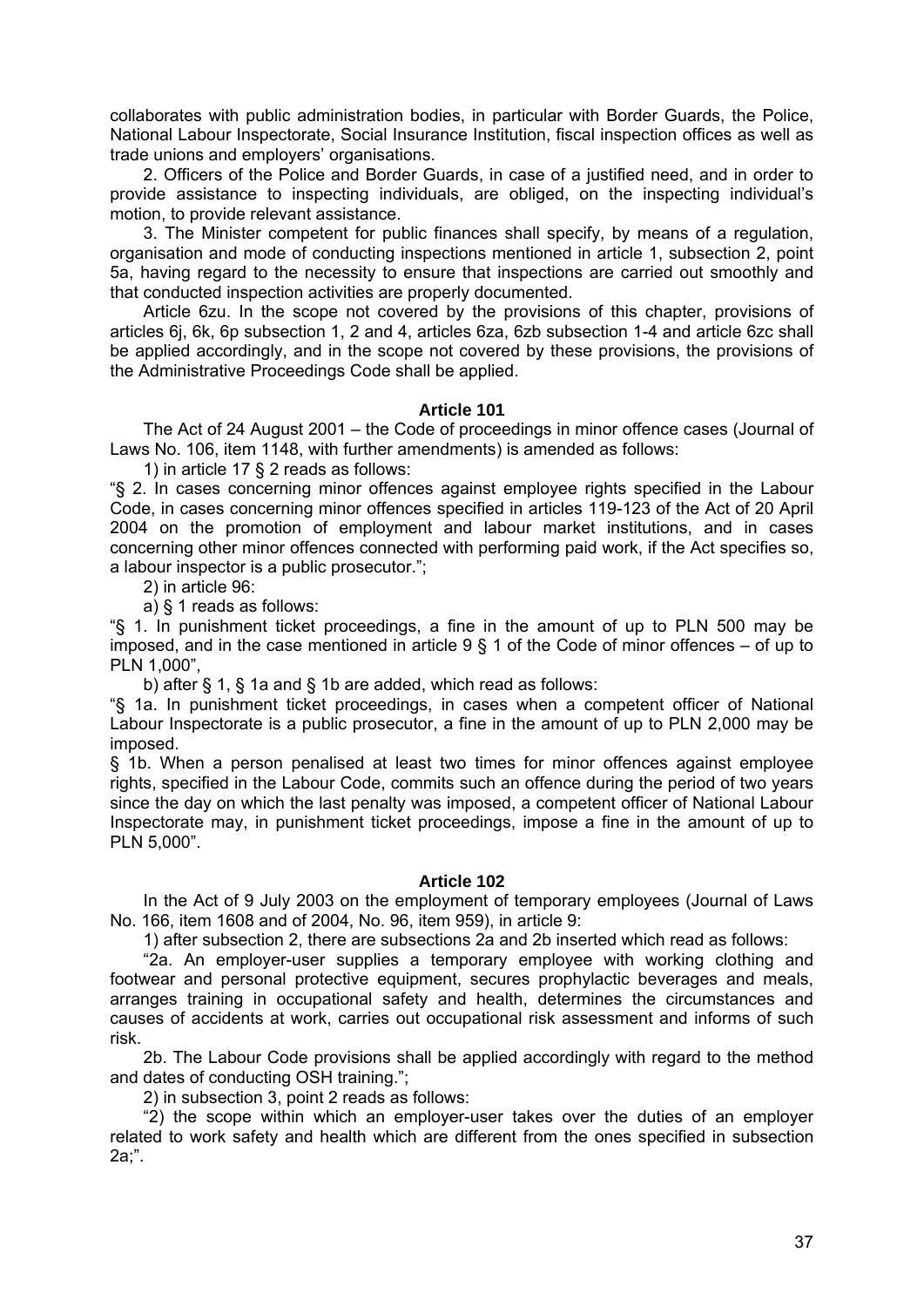collaborates with public administration bodies, in particular with Border Guards, the Police, National Labour Inspectorate, Social Insurance Institution, fiscal inspection offices as well as trade unions and employers' organisations.

2. Officers of the Police and Border Guards, in case of a justified need, and in order to provide assistance to inspecting individuals, are obliged, on the inspecting individual's motion, to provide relevant assistance.

3. The Minister competent for public finances shall specify, by means of a regulation, organisation and mode of conducting inspections mentioned in article 1, subsection 2, point 5a, having regard to the necessity to ensure that inspections are carried out smoothly and that conducted inspection activities are properly documented.

Article 6zu. In the scope not covered by the provisions of this chapter, provisions of articles 6j, 6k, 6p subsection 1, 2 and 4, articles 6za, 6zb subsection 1-4 and article 6zc shall be applied accordingly, and in the scope not covered by these provisions, the provisions of the Administrative Proceedings Code shall be applied.

### Article 101

The Act of 24 August 2001 – the Code of proceedings in minor offence cases (Journal of Laws No. 106, item 1148, with further amendments) is amended as follows:

1) in article 17 § 2 reads as follows:

"§ 2. In cases concerning minor offences against employee rights specified in the Labour Code, in cases concerning minor offences specified in articles 119-123 of the Act of 20 April 2004 on the promotion of employment and labour market institutions, and in cases concerning other minor offences connected with performing paid work, if the Act specifies so, a labour inspector is a public prosecutor.";

2) in article 96:

a) § 1 reads as follows:

"§ 1. In punishment ticket proceedings, a fine in the amount of up to PLN 500 may be imposed, and in the case mentioned in article 9 § 1 of the Code of minor offences – of up to PLN 1,000",

b) after § 1, § 1a and § 1b are added, which read as follows:

"§ 1a. In punishment ticket proceedings, in cases when a competent officer of National Labour Inspectorate is a public prosecutor, a fine in the amount of up to PLN 2,000 may be imposed.

§ 1b. When a person penalised at least two times for minor offences against employee rights, specified in the Labour Code, commits such an offence during the period of two years since the day on which the last penalty was imposed, a competent officer of National Labour Inspectorate may, in punishment ticket proceedings, impose a fine in the amount of up to PLN 5,000".

### Article 102

In the Act of 9 July 2003 on the employment of temporary employees (Journal of Laws No. 166, item 1608 and of 2004, No. 96, item 959), in article 9:

1) after subsection 2, there are subsections 2a and 2b inserted which read as follows:

"2a. An employer-user supplies a temporary employee with working clothing and footwear and personal protective equipment, secures prophylactic beverages and meals, arranges training in occupational safety and health, determines the circumstances and causes of accidents at work, carries out occupational risk assessment and informs of such risk.

2b. The Labour Code provisions shall be applied accordingly with regard to the method and dates of conducting OSH training.";

2) in subsection 3, point 2 reads as follows:

"2) the scope within which an employer-user takes over the duties of an employer related to work safety and health which are different from the ones specified in subsection 2a;".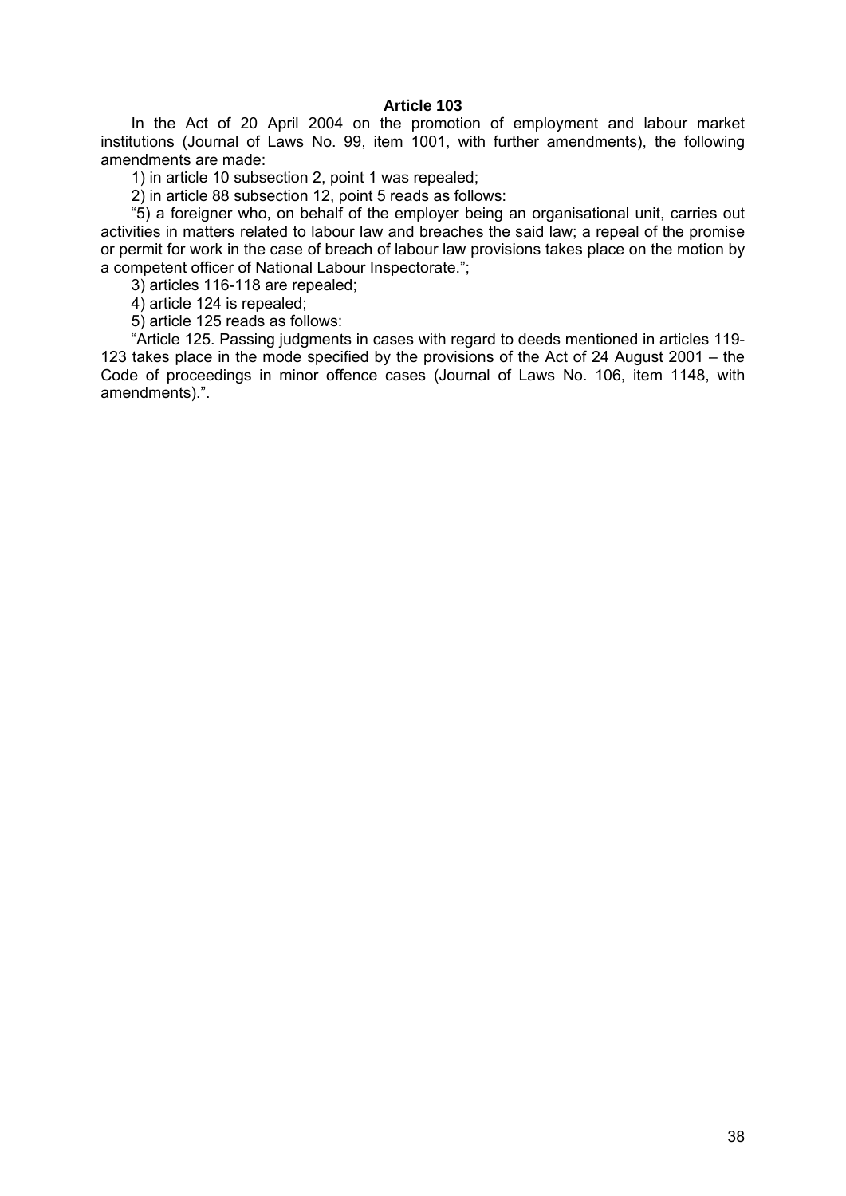## Article 103

In the Act of 20 April 2004 on the promotion of employment and labour market institutions (Journal of Laws No. 99, item 1001, with further amendments), the following amendments are made:

1) in article 10 subsection 2, point 1 was repealed;

2) in article 88 subsection 12, point 5 reads as follows:

"5) a foreigner who, on behalf of the employer being an organisational unit, carries out activities in matters related to labour law and breaches the said law; a repeal of the promise or permit for work in the case of breach of labour law provisions takes place on the motion by a competent officer of National Labour Inspectorate.";

3) articles 116-118 are repealed;

4) article 124 is repealed;

5) article 125 reads as follows:

"Article 125. Passing judgments in cases with regard to deeds mentioned in articles 119-123 takes place in the mode specified by the provisions of the Act of 24 August 2001 – the Code of proceedings in minor offence cases (Journal of Laws No. 106, item 1148, with amendments).".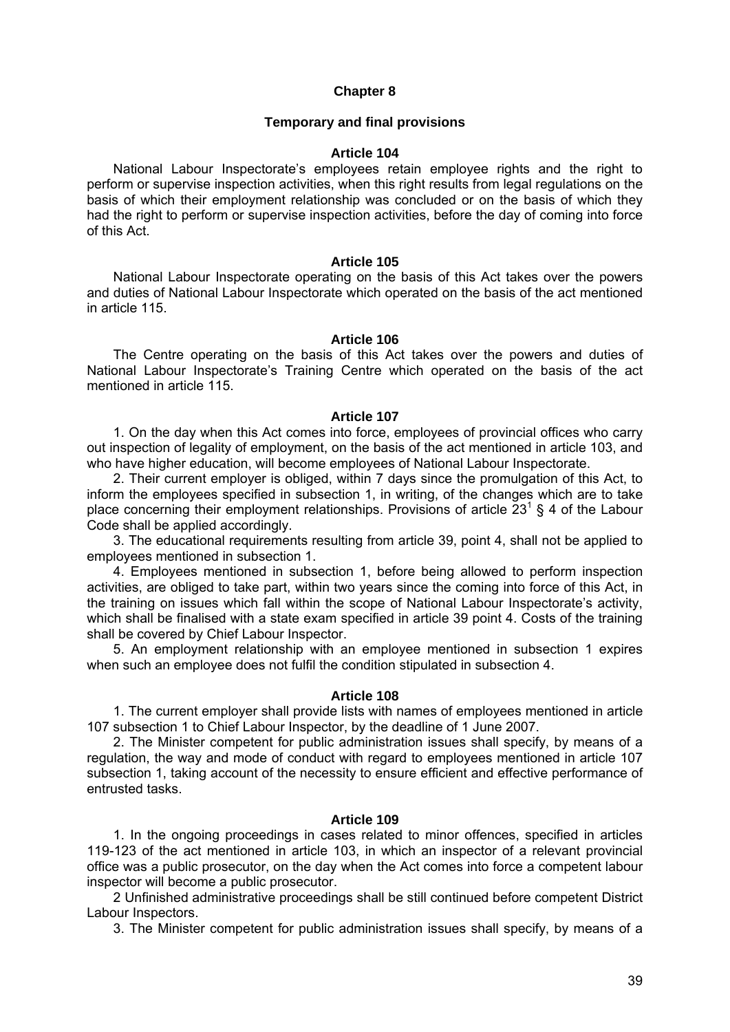## Chapter 8

### Temporary and final provisions

#### Article 104

National Labour Inspectorate's employees retain employee rights and the right to perform or supervise inspection activities, when this right results from legal regulations on the basis of which their employment relationship was concluded or on the basis of which they had the right to perform or supervise inspection activities, before the day of coming into force of this Act.

#### Article 105

National Labour Inspectorate operating on the basis of this Act takes over the powers and duties of National Labour Inspectorate which operated on the basis of the act mentioned in article 115.

#### Article 106

The Centre operating on the basis of this Act takes over the powers and duties of National Labour Inspectorate's Training Centre which operated on the basis of the act mentioned in article 115.

#### Article 107

1. On the day when this Act comes into force, employees of provincial offices who carry out inspection of legality of employment, on the basis of the act mentioned in article 103, and who have higher education, will become employees of National Labour Inspectorate.

2. Their current employer is obliged, within 7 days since the promulgation of this Act, to inform the employees specified in subsection 1, in writing, of the changes which are to take place concerning their employment relationships. Provisions of article $23^1$ § 4 of the Labour Code shall be applied accordingly.

3. The educational requirements resulting from article 39, point 4, shall not be applied to employees mentioned in subsection 1.

4. Employees mentioned in subsection 1, before being allowed to perform inspection activities, are obliged to take part, within two years since the coming into force of this Act, in the training on issues which fall within the scope of National Labour Inspectorate's activity, which shall be finalised with a state exam specified in article 39 point 4. Costs of the training shall be covered by Chief Labour Inspector.

5. An employment relationship with an employee mentioned in subsection 1 expires when such an employee does not fulfil the condition stipulated in subsection 4.

#### Article 108

1. The current employer shall provide lists with names of employees mentioned in article 107 subsection 1 to Chief Labour Inspector, by the deadline of 1 June 2007.

2. The Minister competent for public administration issues shall specify, by means of a regulation, the way and mode of conduct with regard to employees mentioned in article 107 subsection 1, taking account of the necessity to ensure efficient and effective performance of entrusted tasks.

#### Article 109

1. In the ongoing proceedings in cases related to minor offences, specified in articles 119-123 of the act mentioned in article 103, in which an inspector of a relevant provincial office was a public prosecutor, on the day when the Act comes into force a competent labour inspector will become a public prosecutor.

2 Unfinished administrative proceedings shall be still continued before competent District Labour Inspectors.

3. The Minister competent for public administration issues shall specify, by means of a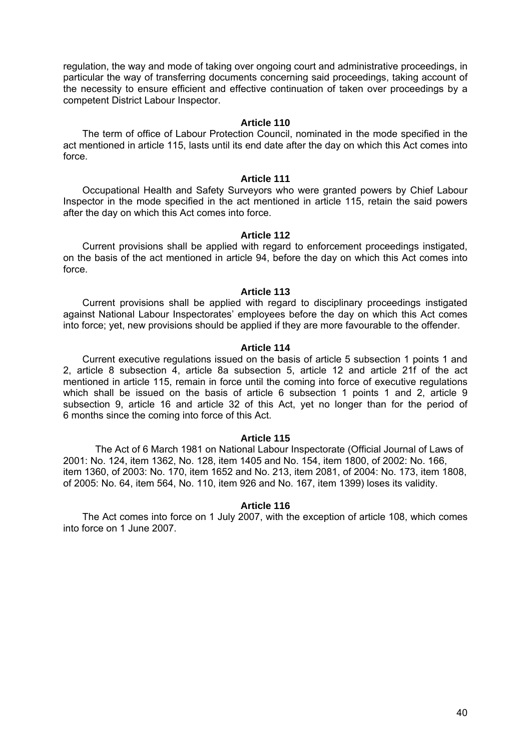regulation, the way and mode of taking over ongoing court and administrative proceedings, in particular the way of transferring documents concerning said proceedings, taking account of the necessity to ensure efficient and effective continuation of taken over proceedings by a competent District Labour Inspector.

### Article 110

The term of office of Labour Protection Council, nominated in the mode specified in the act mentioned in article 115, lasts until its end date after the day on which this Act comes into force.

### Article 111

Occupational Health and Safety Surveyors who were granted powers by Chief Labour Inspector in the mode specified in the act mentioned in article 115, retain the said powers after the day on which this Act comes into force.

### Article 112

Current provisions shall be applied with regard to enforcement proceedings instigated, on the basis of the act mentioned in article 94, before the day on which this Act comes into force.

### Article 113

Current provisions shall be applied with regard to disciplinary proceedings instigated against National Labour Inspectorates' employees before the day on which this Act comes into force; yet, new provisions should be applied if they are more favourable to the offender.

### Article 114

Current executive regulations issued on the basis of article 5 subsection 1 points 1 and 2, article 8 subsection 4, article 8a subsection 5, article 12 and article 21f of the act mentioned in article 115, remain in force until the coming into force of executive regulations which shall be issued on the basis of article 6 subsection 1 points 1 and 2, article 9 subsection 9, article 16 and article 32 of this Act, yet no longer than for the period of 6 months since the coming into force of this Act.

### Article 115

The Act of 6 March 1981 on National Labour Inspectorate (Official Journal of Laws of 2001: No. 124, item 1362, No. 128, item 1405 and No. 154, item 1800, of 2002: No. 166, item 1360, of 2003: No. 170, item 1652 and No. 213, item 2081, of 2004: No. 173, item 1808, of 2005: No. 64, item 564, No. 110, item 926 and No. 167, item 1399) loses its validity.

### Article 116

The Act comes into force on 1 July 2007, with the exception of article 108, which comes into force on 1 June 2007.